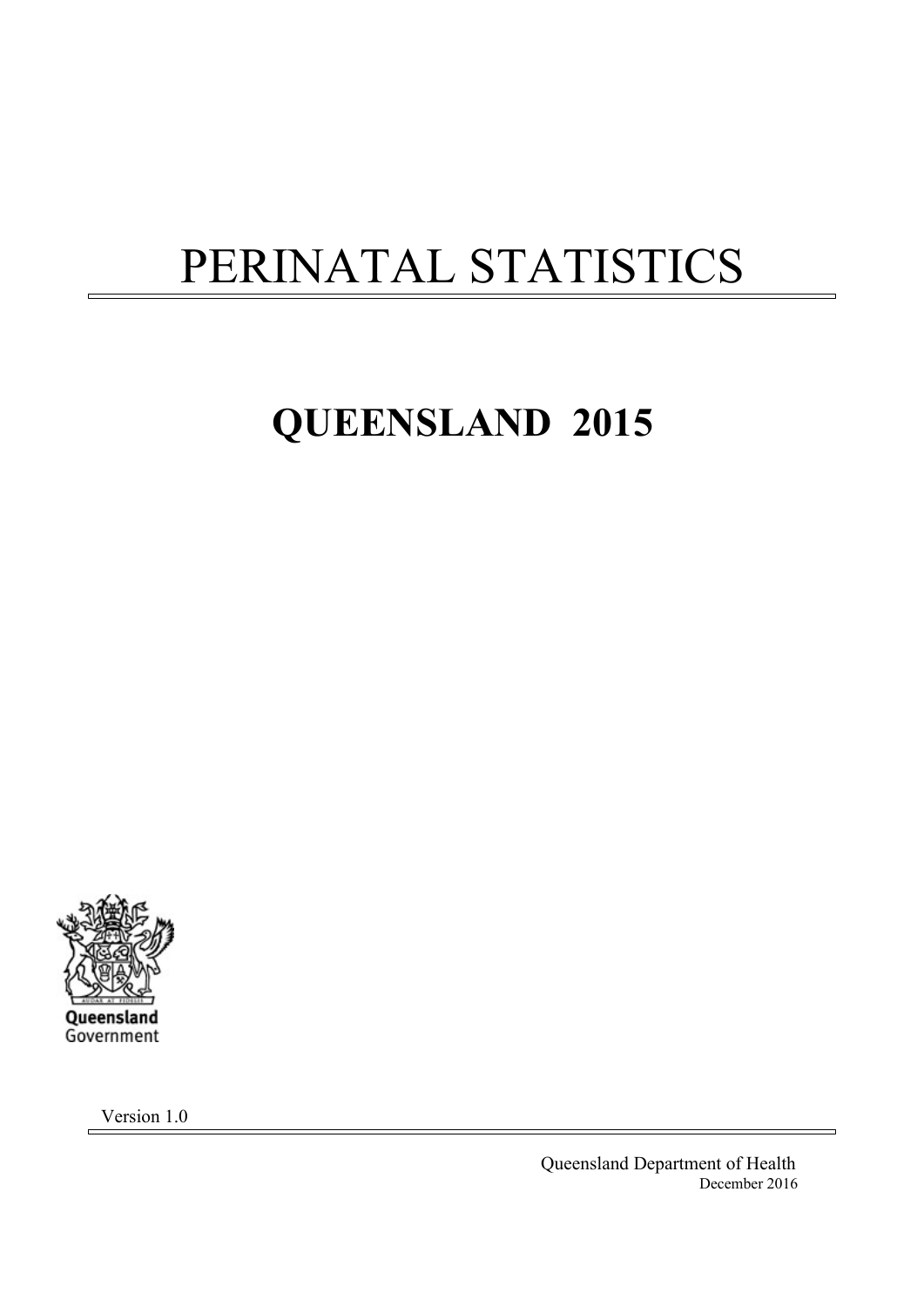# PERINATAL STATISTICS

## QUEENSLAND 2015

Queensland Government

Version 1.0

Queensland Department of Health
December 2016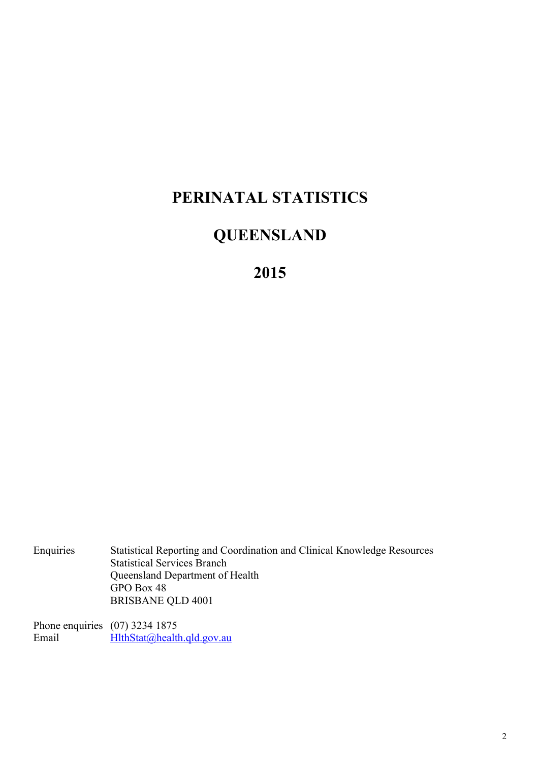# PERINATAL STATISTICS

# QUEENSLAND

# 2015

| | |
|---|---|
| Enquiries | Statistical Reporting and Coordination and Clinical Knowledge Resources<br>Statistical Services Branch<br>Queensland Department of Health<br>GPO Box 48<br>BRISBANE QLD 4001 |
| Phone enquiries | (07) 3234 1875 |
| Email | HlthStat@health.qld.gov.au |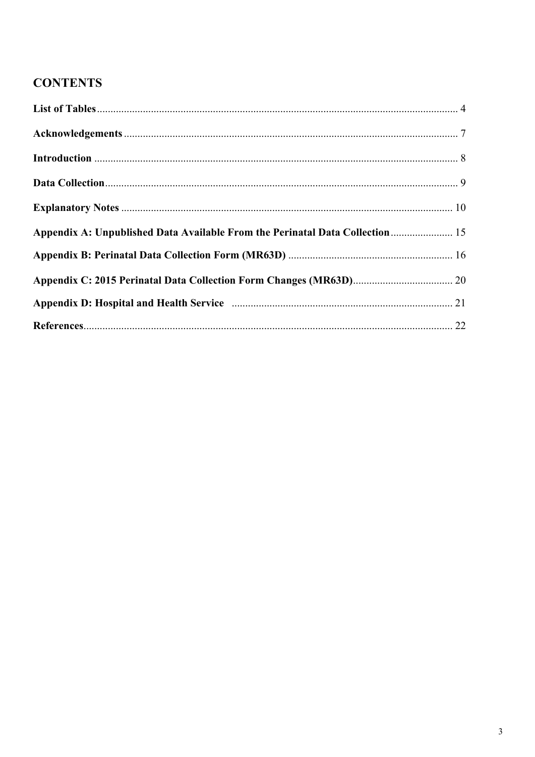## CONTENTS

**List of Tables** ..................................................................................................................... 4

**Acknowledgements** .......................................................................................................... 7

**Introduction** ..................................................................................................................... 8

**Data Collection** ................................................................................................................. 9

**Explanatory Notes** .......................................................................................................... 10

**Appendix A: Unpublished Data Available From the Perinatal Data Collection** ....................... 15

**Appendix B: Perinatal Data Collection Form (MR63D)** ............................................................. 16

**Appendix C: 2015 Perinatal Data Collection Form Changes (MR63D)** ..................................... 20

**Appendix D: Hospital and Health Service** .................................................................................. 21

**References** ........................................................................................................................ 22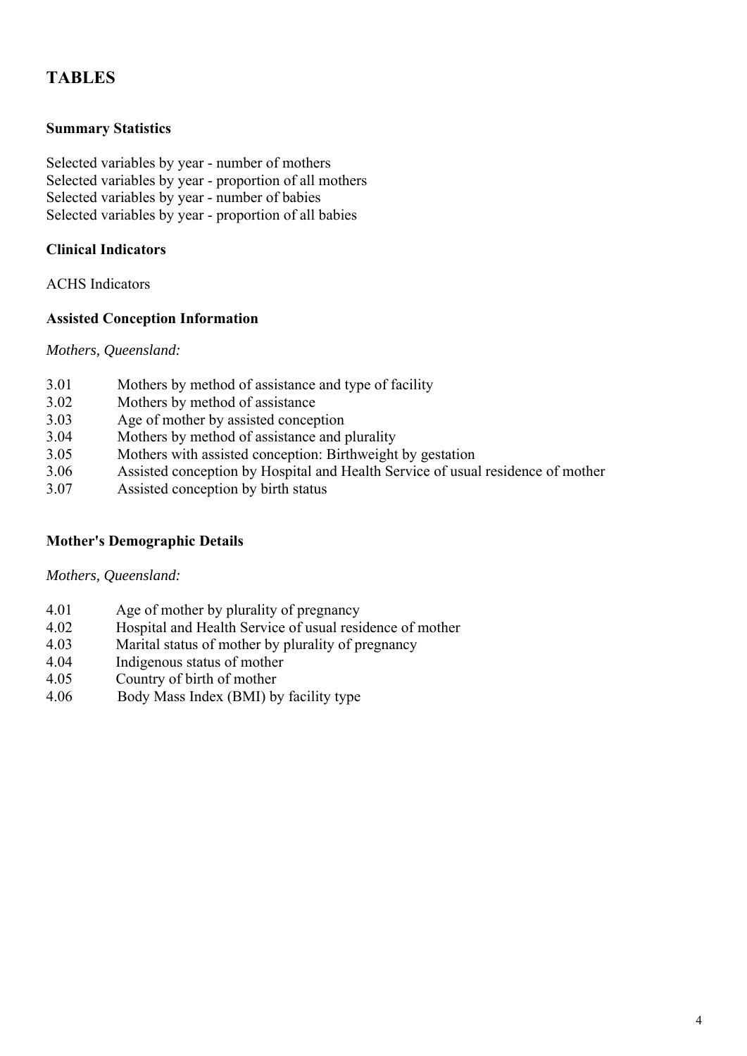# TABLES

### Summary Statistics

Selected variables by year - number of mothers
Selected variables by year - proportion of all mothers
Selected variables by year - number of babies
Selected variables by year - proportion of all babies

### Clinical Indicators

ACHS Indicators

### Assisted Conception Information

*Mothers, Queensland:*

- 3.01 Mothers by method of assistance and type of facility
- 3.02 Mothers by method of assistance
- 3.03 Age of mother by assisted conception
- 3.04 Mothers by method of assistance and plurality
- 3.05 Mothers with assisted conception: Birthweight by gestation
- 3.06 Assisted conception by Hospital and Health Service of usual residence of mother
- 3.07 Assisted conception by birth status

### Mother's Demographic Details

*Mothers, Queensland:*

- 4.01 Age of mother by plurality of pregnancy
- 4.02 Hospital and Health Service of usual residence of mother
- 4.03 Marital status of mother by plurality of pregnancy
- 4.04 Indigenous status of mother
- 4.05 Country of birth of mother
- 4.06 Body Mass Index (BMI) by facility type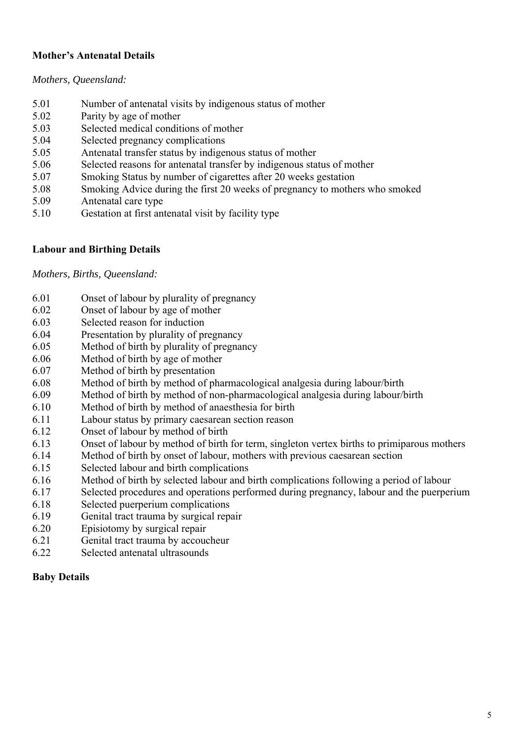**Mother's Antenatal Details**

*Mothers, Queensland:*

- 5.01 Number of antenatal visits by indigenous status of mother
- 5.02 Parity by age of mother
- 5.03 Selected medical conditions of mother
- 5.04 Selected pregnancy complications
- 5.05 Antenatal transfer status by indigenous status of mother
- 5.06 Selected reasons for antenatal transfer by indigenous status of mother
- 5.07 Smoking Status by number of cigarettes after 20 weeks gestation
- 5.08 Smoking Advice during the first 20 weeks of pregnancy to mothers who smoked
- 5.09 Antenatal care type
- 5.10 Gestation at first antenatal visit by facility type

**Labour and Birthing Details**

*Mothers, Births, Queensland:*

- 6.01 Onset of labour by plurality of pregnancy
- 6.02 Onset of labour by age of mother
- 6.03 Selected reason for induction
- 6.04 Presentation by plurality of pregnancy
- 6.05 Method of birth by plurality of pregnancy
- 6.06 Method of birth by age of mother
- 6.07 Method of birth by presentation
- 6.08 Method of birth by method of pharmacological analgesia during labour/birth
- 6.09 Method of birth by method of non-pharmacological analgesia during labour/birth
- 6.10 Method of birth by method of anaesthesia for birth
- 6.11 Labour status by primary caesarean section reason
- 6.12 Onset of labour by method of birth
- 6.13 Onset of labour by method of birth for term, singleton vertex births to primiparous mothers
- 6.14 Method of birth by onset of labour, mothers with previous caesarean section
- 6.15 Selected labour and birth complications
- 6.16 Method of birth by selected labour and birth complications following a period of labour
- 6.17 Selected procedures and operations performed during pregnancy, labour and the puerperium
- 6.18 Selected puerperium complications
- 6.19 Genital tract trauma by surgical repair
- 6.20 Episiotomy by surgical repair
- 6.21 Genital tract trauma by accoucheur
- 6.22 Selected antenatal ultrasounds

**Baby Details**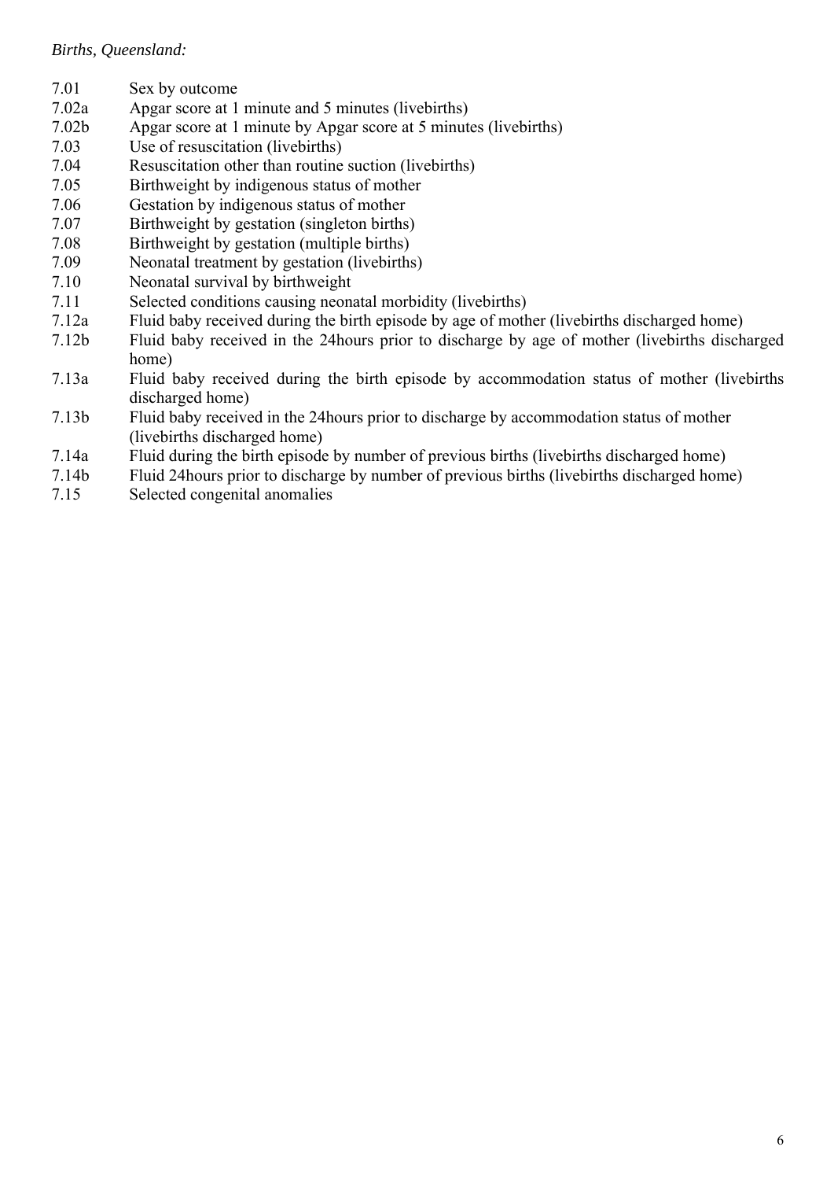*Births, Queensland:*

| | |
|---|---|
| 7.01 | Sex by outcome |
| 7.02a | Apgar score at 1 minute and 5 minutes (livebirths) |
| 7.02b | Apgar score at 1 minute by Apgar score at 5 minutes (livebirths) |
| 7.03 | Use of resuscitation (livebirths) |
| 7.04 | Resuscitation other than routine suction (livebirths) |
| 7.05 | Birthweight by indigenous status of mother |
| 7.06 | Gestation by indigenous status of mother |
| 7.07 | Birthweight by gestation (singleton births) |
| 7.08 | Birthweight by gestation (multiple births) |
| 7.09 | Neonatal treatment by gestation (livebirths) |
| 7.10 | Neonatal survival by birthweight |
| 7.11 | Selected conditions causing neonatal morbidity (livebirths) |
| 7.12a | Fluid baby received during the birth episode by age of mother (livebirths discharged home) |
| 7.12b | Fluid baby received in the 24hours prior to discharge by age of mother (livebirths discharged home) |
| 7.13a | Fluid baby received during the birth episode by accommodation status of mother (livebirths discharged home) |
| 7.13b | Fluid baby received in the 24hours prior to discharge by accommodation status of mother (livebirths discharged home) |
| 7.14a | Fluid during the birth episode by number of previous births (livebirths discharged home) |
| 7.14b | Fluid 24hours prior to discharge by number of previous births (livebirths discharged home) |
| 7.15 | Selected congenital anomalies |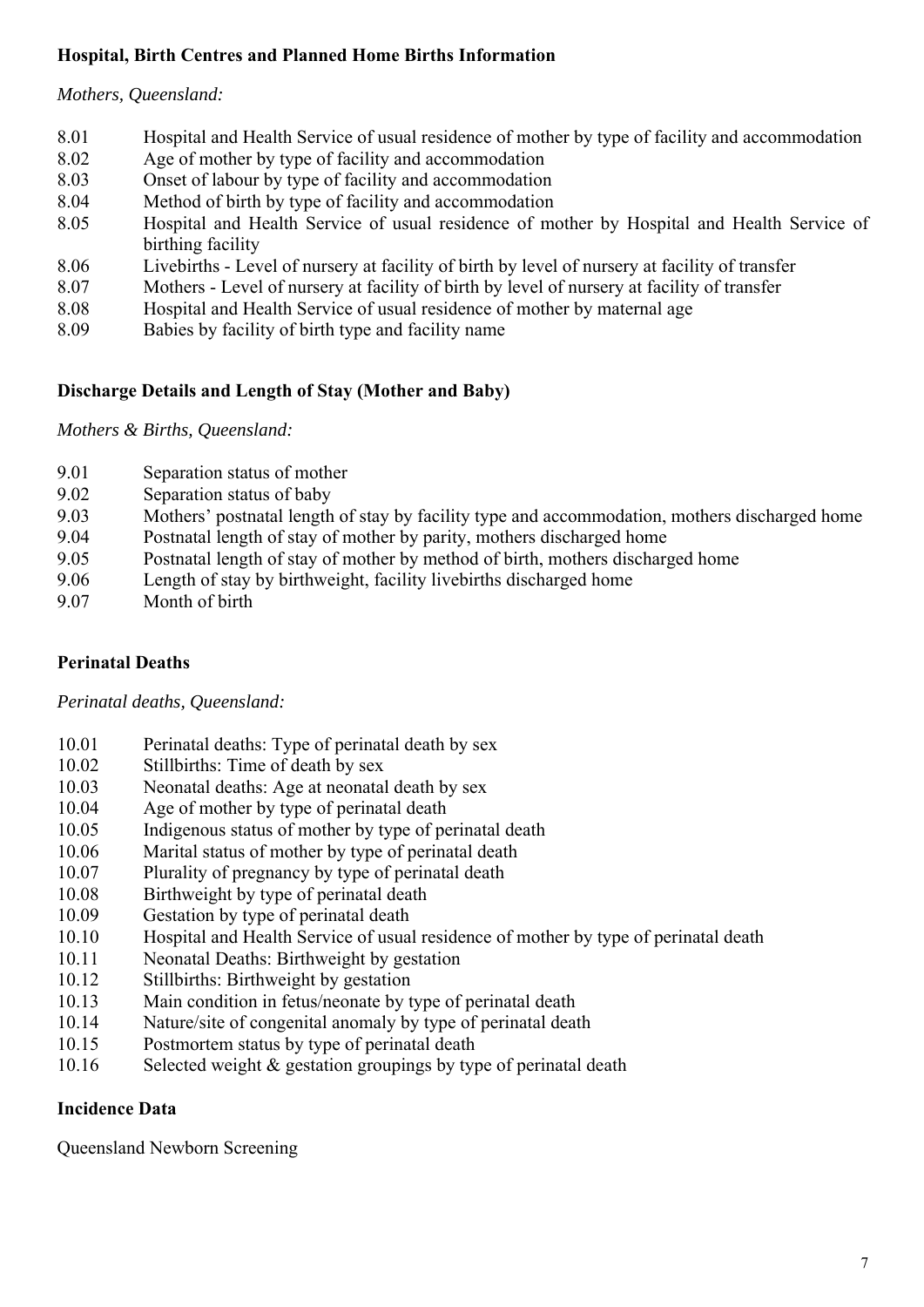**Hospital, Birth Centres and Planned Home Births Information**

*Mothers, Queensland:*

8.01 Hospital and Health Service of usual residence of mother by type of facility and accommodation
8.02 Age of mother by type of facility and accommodation
8.03 Onset of labour by type of facility and accommodation
8.04 Method of birth by type of facility and accommodation
8.05 Hospital and Health Service of usual residence of mother by Hospital and Health Service of birthing facility
8.06 Livebirths - Level of nursery at facility of birth by level of nursery at facility of transfer
8.07 Mothers - Level of nursery at facility of birth by level of nursery at facility of transfer
8.08 Hospital and Health Service of usual residence of mother by maternal age
8.09 Babies by facility of birth type and facility name

**Discharge Details and Length of Stay (Mother and Baby)**

*Mothers & Births, Queensland:*

9.01 Separation status of mother
9.02 Separation status of baby
9.03 Mothers' postnatal length of stay by facility type and accommodation, mothers discharged home
9.04 Postnatal length of stay of mother by parity, mothers discharged home
9.05 Postnatal length of stay of mother by method of birth, mothers discharged home
9.06 Length of stay by birthweight, facility livebirths discharged home
9.07 Month of birth

**Perinatal Deaths**

*Perinatal deaths, Queensland:*

10.01 Perinatal deaths: Type of perinatal death by sex
10.02 Stillbirths: Time of death by sex
10.03 Neonatal deaths: Age at neonatal death by sex
10.04 Age of mother by type of perinatal death
10.05 Indigenous status of mother by type of perinatal death
10.06 Marital status of mother by type of perinatal death
10.07 Plurality of pregnancy by type of perinatal death
10.08 Birthweight by type of perinatal death
10.09 Gestation by type of perinatal death
10.10 Hospital and Health Service of usual residence of mother by type of perinatal death
10.11 Neonatal Deaths: Birthweight by gestation
10.12 Stillbirths: Birthweight by gestation
10.13 Main condition in fetus/neonate by type of perinatal death
10.14 Nature/site of congenital anomaly by type of perinatal death
10.15 Postmortem status by type of perinatal death
10.16 Selected weight & gestation groupings by type of perinatal death

**Incidence Data**

Queensland Newborn Screening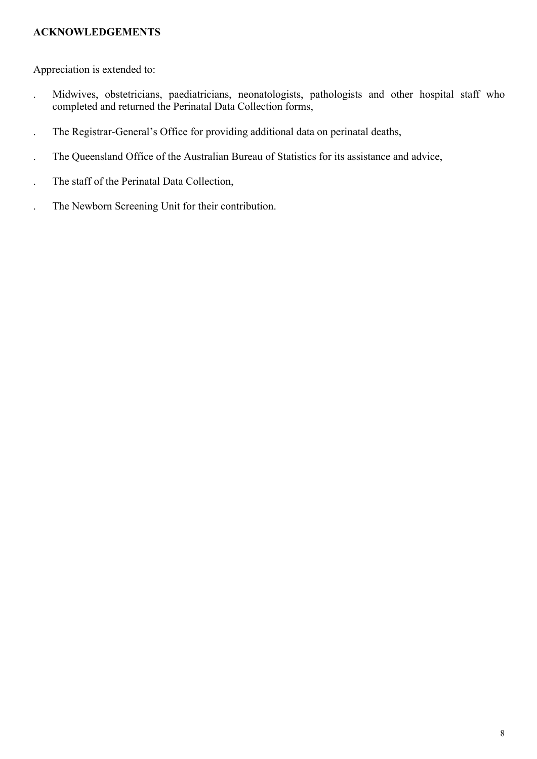**ACKNOWLEDGEMENTS**

Appreciation is extended to:

- Midwives, obstetricians, paediatricians, neonatologists, pathologists and other hospital staff who completed and returned the Perinatal Data Collection forms,
- The Registrar-General's Office for providing additional data on perinatal deaths,
- The Queensland Office of the Australian Bureau of Statistics for its assistance and advice,
- The staff of the Perinatal Data Collection,
- The Newborn Screening Unit for their contribution.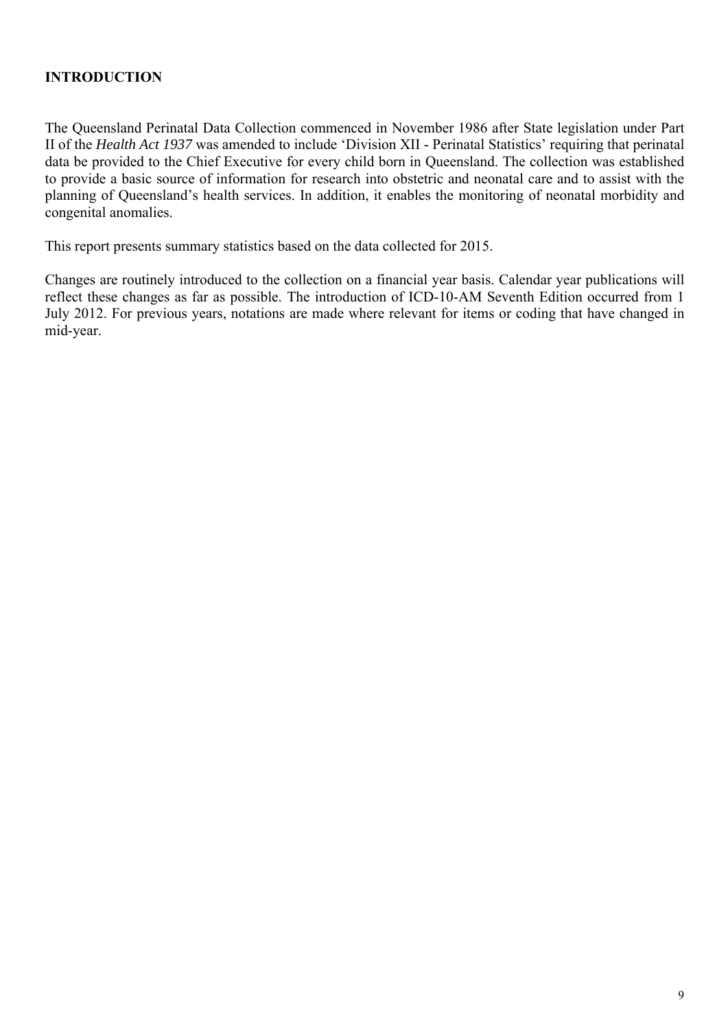# INTRODUCTION

The Queensland Perinatal Data Collection commenced in November 1986 after State legislation under Part II of the *Health Act 1937* was amended to include 'Division XII - Perinatal Statistics' requiring that perinatal data be provided to the Chief Executive for every child born in Queensland. The collection was established to provide a basic source of information for research into obstetric and neonatal care and to assist with the planning of Queensland's health services. In addition, it enables the monitoring of neonatal morbidity and congenital anomalies.

This report presents summary statistics based on the data collected for 2015.

Changes are routinely introduced to the collection on a financial year basis. Calendar year publications will reflect these changes as far as possible. The introduction of ICD-10-AM Seventh Edition occurred from 1 July 2012. For previous years, notations are made where relevant for items or coding that have changed in mid-year.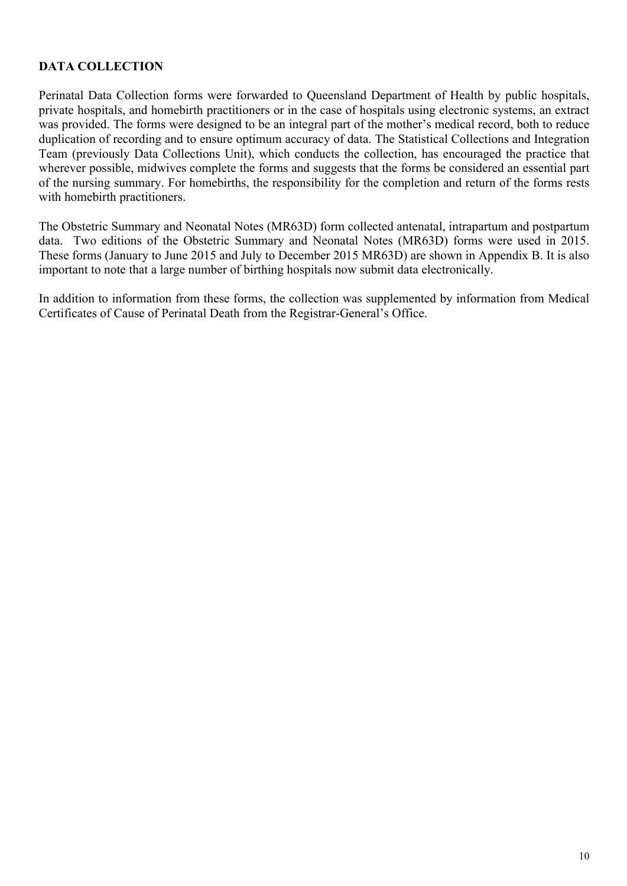## DATA COLLECTION

Perinatal Data Collection forms were forwarded to Queensland Department of Health by public hospitals, private hospitals, and homebirth practitioners or in the case of hospitals using electronic systems, an extract was provided. The forms were designed to be an integral part of the mother's medical record, both to reduce duplication of recording and to ensure optimum accuracy of data. The Statistical Collections and Integration Team (previously Data Collections Unit), which conducts the collection, has encouraged the practice that wherever possible, midwives complete the forms and suggests that the forms be considered an essential part of the nursing summary. For homebirths, the responsibility for the completion and return of the forms rests with homebirth practitioners.

The Obstetric Summary and Neonatal Notes (MR63D) form collected antenatal, intrapartum and postpartum data. Two editions of the Obstetric Summary and Neonatal Notes (MR63D) forms were used in 2015. These forms (January to June 2015 and July to December 2015 MR63D) are shown in Appendix B. It is also important to note that a large number of birthing hospitals now submit data electronically.

In addition to information from these forms, the collection was supplemented by information from Medical Certificates of Cause of Perinatal Death from the Registrar-General's Office.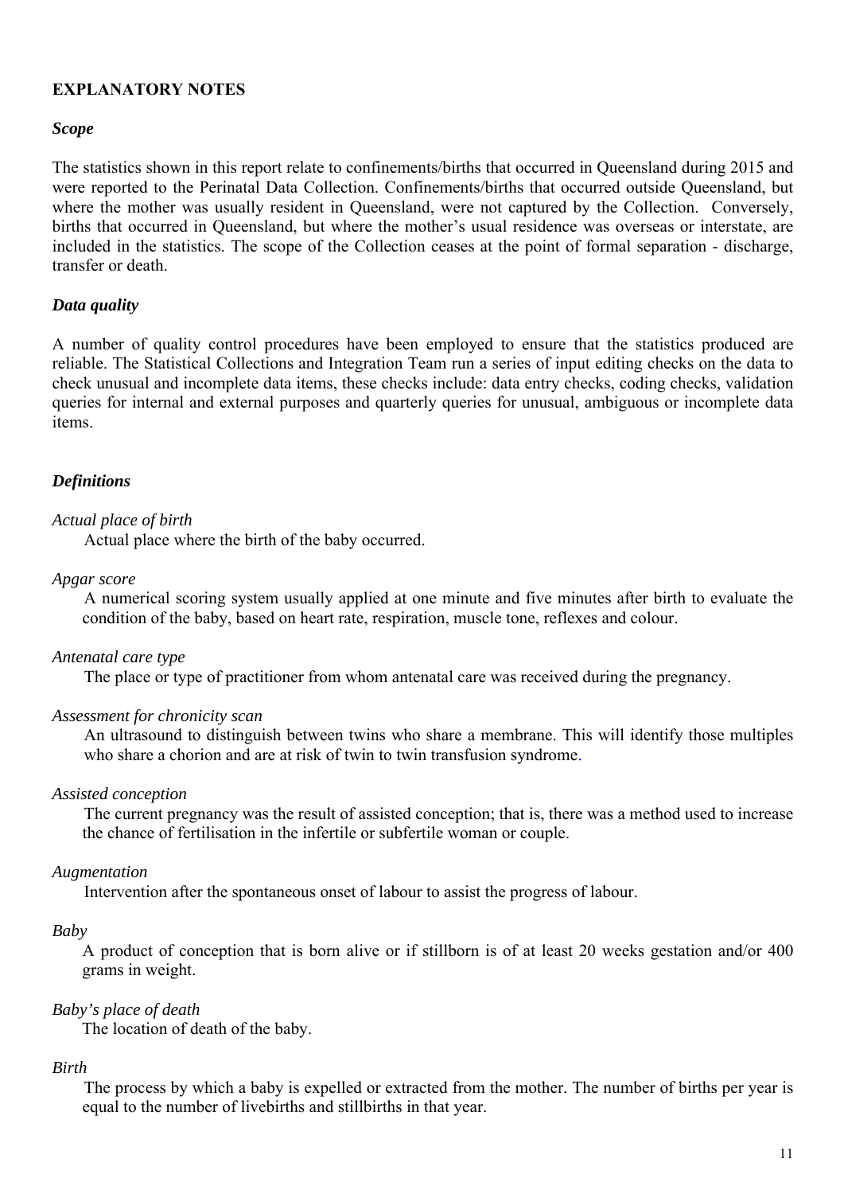## EXPLANATORY NOTES

### *Scope*

The statistics shown in this report relate to confinements/births that occurred in Queensland during 2015 and were reported to the Perinatal Data Collection. Confinements/births that occurred outside Queensland, but where the mother was usually resident in Queensland, were not captured by the Collection. Conversely, births that occurred in Queensland, but where the mother's usual residence was overseas or interstate, are included in the statistics. The scope of the Collection ceases at the point of formal separation - discharge, transfer or death.

### *Data quality*

A number of quality control procedures have been employed to ensure that the statistics produced are reliable. The Statistical Collections and Integration Team run a series of input editing checks on the data to check unusual and incomplete data items, these checks include: data entry checks, coding checks, validation queries for internal and external purposes and quarterly queries for unusual, ambiguous or incomplete data items.

### *Definitions*

*Actual place of birth*

Actual place where the birth of the baby occurred.

*Apgar score*

A numerical scoring system usually applied at one minute and five minutes after birth to evaluate the condition of the baby, based on heart rate, respiration, muscle tone, reflexes and colour.

*Antenatal care type*

The place or type of practitioner from whom antenatal care was received during the pregnancy.

*Assessment for chronicity scan*

An ultrasound to distinguish between twins who share a membrane. This will identify those multiples who share a chorion and are at risk of twin to twin transfusion syndrome.

*Assisted conception*

The current pregnancy was the result of assisted conception; that is, there was a method used to increase the chance of fertilisation in the infertile or subfertile woman or couple.

*Augmentation*

Intervention after the spontaneous onset of labour to assist the progress of labour.

*Baby*

A product of conception that is born alive or if stillborn is of at least 20 weeks gestation and/or 400 grams in weight.

*Baby's place of death*

The location of death of the baby.

*Birth*

The process by which a baby is expelled or extracted from the mother. The number of births per year is equal to the number of livebirths and stillbirths in that year.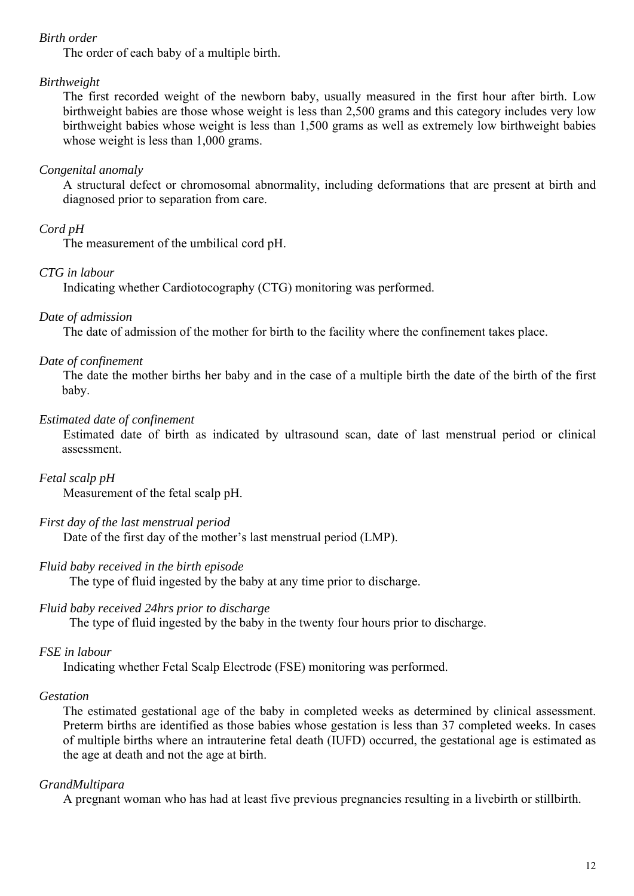*Birth order*

The order of each baby of a multiple birth.

*Birthweight*

The first recorded weight of the newborn baby, usually measured in the first hour after birth. Low birthweight babies are those whose weight is less than 2,500 grams and this category includes very low birthweight babies whose weight is less than 1,500 grams as well as extremely low birthweight babies whose weight is less than 1,000 grams.

*Congenital anomaly*

A structural defect or chromosomal abnormality, including deformations that are present at birth and diagnosed prior to separation from care.

*Cord pH*

The measurement of the umbilical cord pH.

*CTG in labour*

Indicating whether Cardiotocography (CTG) monitoring was performed.

*Date of admission*

The date of admission of the mother for birth to the facility where the confinement takes place.

*Date of confinement*

The date the mother births her baby and in the case of a multiple birth the date of the birth of the first baby.

*Estimated date of confinement*

Estimated date of birth as indicated by ultrasound scan, date of last menstrual period or clinical assessment.

*Fetal scalp pH*

Measurement of the fetal scalp pH.

*First day of the last menstrual period*

Date of the first day of the mother's last menstrual period (LMP).

*Fluid baby received in the birth episode*

The type of fluid ingested by the baby at any time prior to discharge.

*Fluid baby received 24hrs prior to discharge*

The type of fluid ingested by the baby in the twenty four hours prior to discharge.

*FSE in labour*

Indicating whether Fetal Scalp Electrode (FSE) monitoring was performed.

*Gestation*

The estimated gestational age of the baby in completed weeks as determined by clinical assessment. Preterm births are identified as those babies whose gestation is less than 37 completed weeks. In cases of multiple births where an intrauterine fetal death (IUFD) occurred, the gestational age is estimated as the age at death and not the age at birth.

*GrandMultipara*

A pregnant woman who has had at least five previous pregnancies resulting in a livebirth or stillbirth.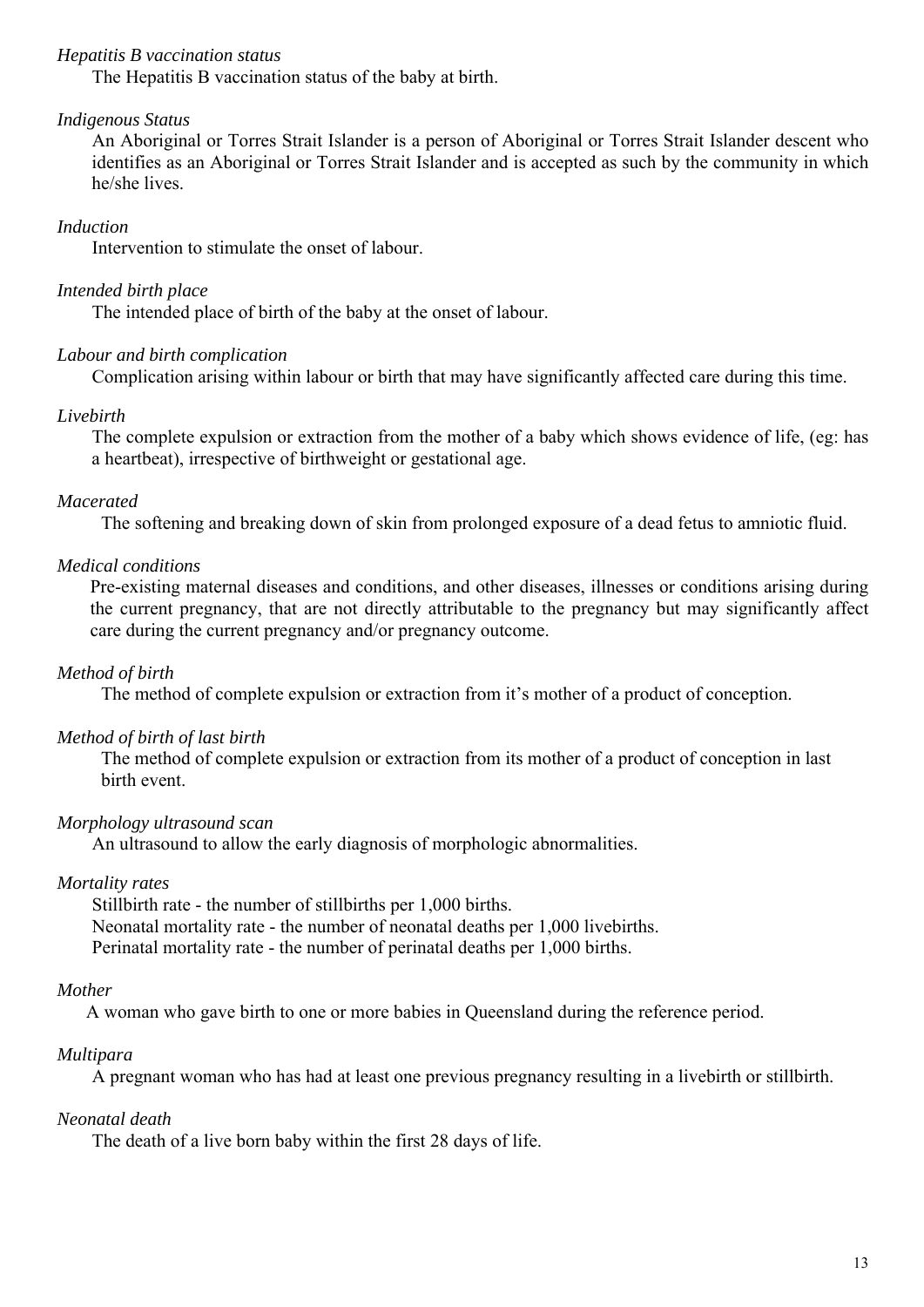*Hepatitis B vaccination status*

The Hepatitis B vaccination status of the baby at birth.

*Indigenous Status*

An Aboriginal or Torres Strait Islander is a person of Aboriginal or Torres Strait Islander descent who identifies as an Aboriginal or Torres Strait Islander and is accepted as such by the community in which he/she lives.

*Induction*

Intervention to stimulate the onset of labour.

*Intended birth place*

The intended place of birth of the baby at the onset of labour.

*Labour and birth complication*

Complication arising within labour or birth that may have significantly affected care during this time.

*Livebirth*

The complete expulsion or extraction from the mother of a baby which shows evidence of life, (eg: has a heartbeat), irrespective of birthweight or gestational age.

*Macerated*

The softening and breaking down of skin from prolonged exposure of a dead fetus to amniotic fluid.

*Medical conditions*

Pre-existing maternal diseases and conditions, and other diseases, illnesses or conditions arising during the current pregnancy, that are not directly attributable to the pregnancy but may significantly affect care during the current pregnancy and/or pregnancy outcome.

*Method of birth*

The method of complete expulsion or extraction from it's mother of a product of conception.

*Method of birth of last birth*

The method of complete expulsion or extraction from its mother of a product of conception in last birth event.

*Morphology ultrasound scan*

An ultrasound to allow the early diagnosis of morphologic abnormalities.

*Mortality rates*

Stillbirth rate - the number of stillbirths per 1,000 births.
Neonatal mortality rate - the number of neonatal deaths per 1,000 livebirths.
Perinatal mortality rate - the number of perinatal deaths per 1,000 births.

*Mother*

A woman who gave birth to one or more babies in Queensland during the reference period.

*Multipara*

A pregnant woman who has had at least one previous pregnancy resulting in a livebirth or stillbirth.

*Neonatal death*

The death of a live born baby within the first 28 days of life.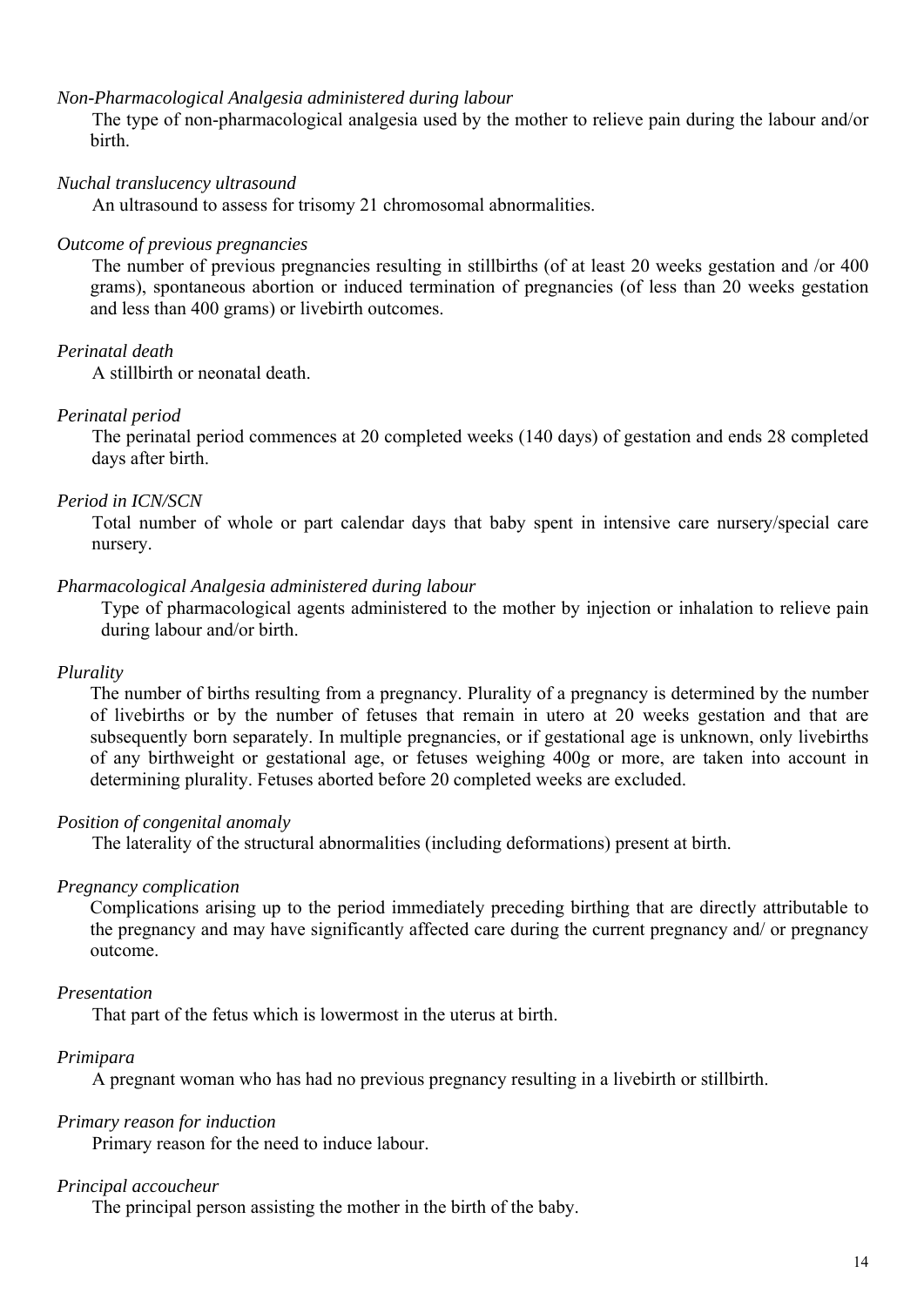*Non-Pharmacological Analgesia administered during labour*

The type of non-pharmacological analgesia used by the mother to relieve pain during the labour and/or birth.

*Nuchal translucency ultrasound*

An ultrasound to assess for trisomy 21 chromosomal abnormalities.

*Outcome of previous pregnancies*

The number of previous pregnancies resulting in stillbirths (of at least 20 weeks gestation and /or 400 grams), spontaneous abortion or induced termination of pregnancies (of less than 20 weeks gestation and less than 400 grams) or livebirth outcomes.

*Perinatal death*

A stillbirth or neonatal death.

*Perinatal period*

The perinatal period commences at 20 completed weeks (140 days) of gestation and ends 28 completed days after birth.

*Period in ICN/SCN*

Total number of whole or part calendar days that baby spent in intensive care nursery/special care nursery.

*Pharmacological Analgesia administered during labour*

Type of pharmacological agents administered to the mother by injection or inhalation to relieve pain during labour and/or birth.

*Plurality*

The number of births resulting from a pregnancy. Plurality of a pregnancy is determined by the number of livebirths or by the number of fetuses that remain in utero at 20 weeks gestation and that are subsequently born separately. In multiple pregnancies, or if gestational age is unknown, only livebirths of any birthweight or gestational age, or fetuses weighing 400g or more, are taken into account in determining plurality. Fetuses aborted before 20 completed weeks are excluded.

*Position of congenital anomaly*

The laterality of the structural abnormalities (including deformations) present at birth.

*Pregnancy complication*

Complications arising up to the period immediately preceding birthing that are directly attributable to the pregnancy and may have significantly affected care during the current pregnancy and/ or pregnancy outcome.

*Presentation*

That part of the fetus which is lowermost in the uterus at birth.

*Primipara*

A pregnant woman who has had no previous pregnancy resulting in a livebirth or stillbirth.

*Primary reason for induction*

Primary reason for the need to induce labour.

*Principal accoucheur*

The principal person assisting the mother in the birth of the baby.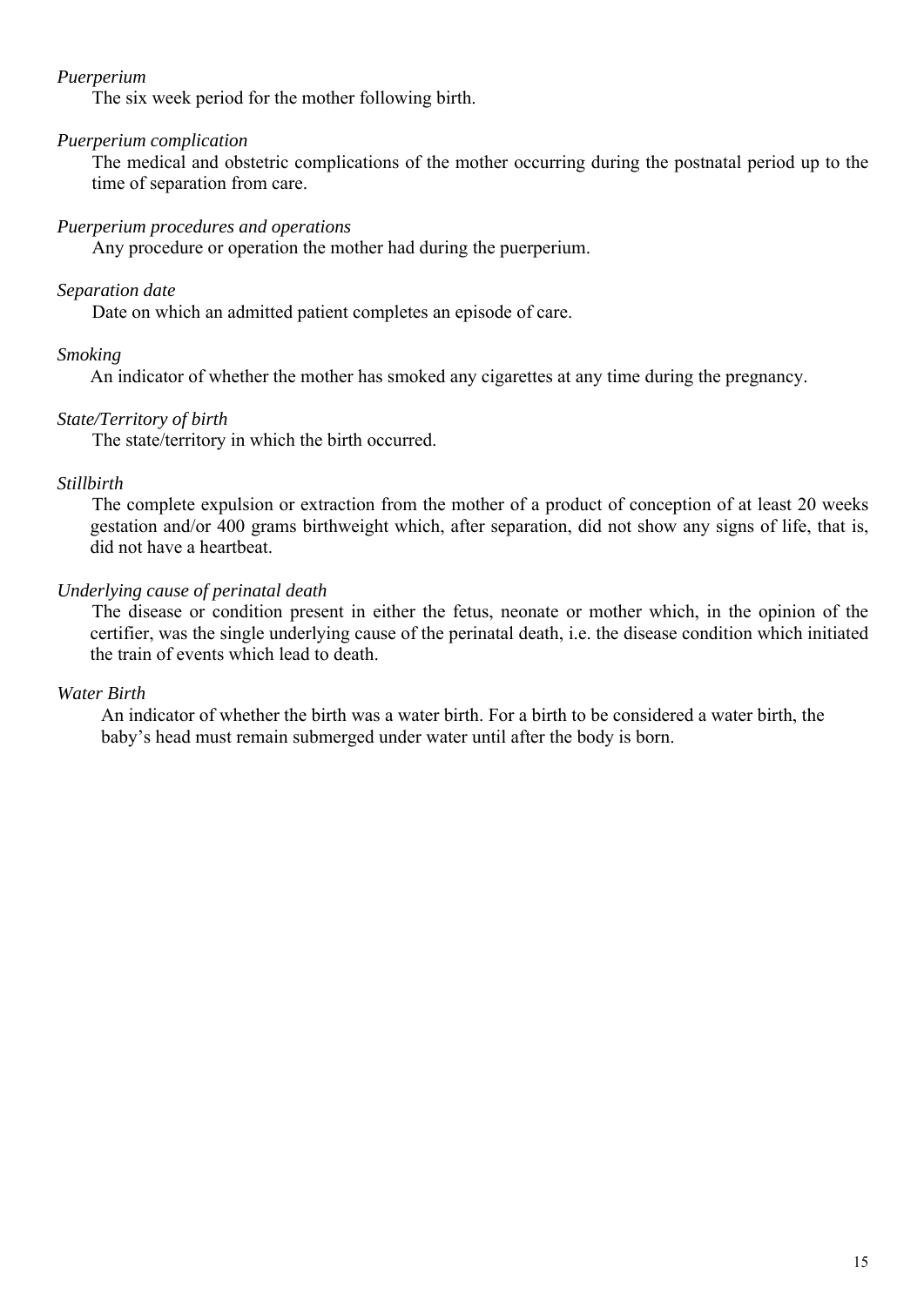*Puerperium*

The six week period for the mother following birth.

*Puerperium complication*

The medical and obstetric complications of the mother occurring during the postnatal period up to the time of separation from care.

*Puerperium procedures and operations*

Any procedure or operation the mother had during the puerperium.

*Separation date*

Date on which an admitted patient completes an episode of care.

*Smoking*

An indicator of whether the mother has smoked any cigarettes at any time during the pregnancy.

*State/Territory of birth*

The state/territory in which the birth occurred.

*Stillbirth*

The complete expulsion or extraction from the mother of a product of conception of at least 20 weeks gestation and/or 400 grams birthweight which, after separation, did not show any signs of life, that is, did not have a heartbeat.

*Underlying cause of perinatal death*

The disease or condition present in either the fetus, neonate or mother which, in the opinion of the certifier, was the single underlying cause of the perinatal death, i.e. the disease condition which initiated the train of events which lead to death.

*Water Birth*

An indicator of whether the birth was a water birth. For a birth to be considered a water birth, the baby's head must remain submerged under water until after the body is born.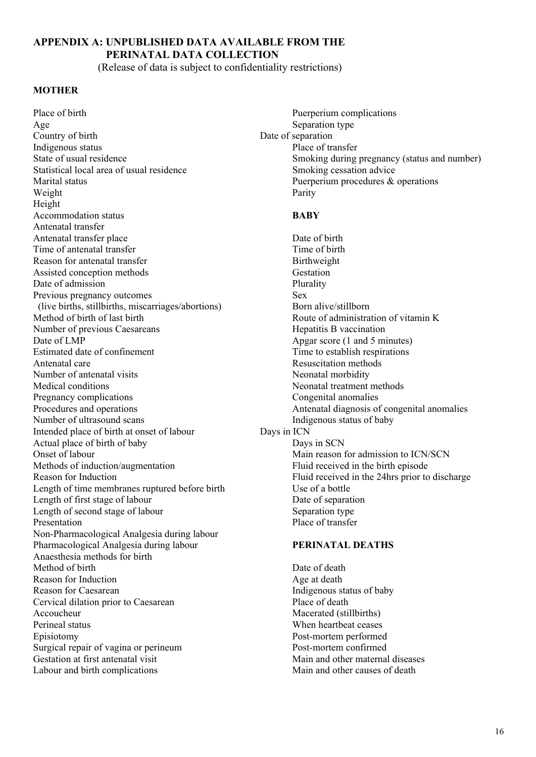## APPENDIX A: UNPUBLISHED DATA AVAILABLE FROM THE PERINATAL DATA COLLECTION

(Release of data is subject to confidentiality restrictions)

### MOTHER

Place of birth
Age
Country of birth
Indigenous status
State of usual residence
Statistical local area of usual residence
Marital status
Weight
Height
Accommodation status
Antenatal transfer
Antenatal transfer place
Time of antenatal transfer
Reason for antenatal transfer
Assisted conception methods
Date of admission
Previous pregnancy outcomes
(live births, stillbirths, miscarriages/abortions)
Method of birth of last birth
Number of previous Caesareans
Date of LMP
Estimated date of confinement
Antenatal care
Number of antenatal visits
Medical conditions
Pregnancy complications
Procedures and operations
Number of ultrasound scans
Intended place of birth at onset of labour
Actual place of birth of baby
Onset of labour
Methods of induction/augmentation
Reason for Induction
Length of time membranes ruptured before birth
Length of first stage of labour
Length of second stage of labour
Presentation
Non-Pharmacological Analgesia during labour
Pharmacological Analgesia during labour
Anaesthesia methods for birth
Method of birth
Reason for Induction
Reason for Caesarean
Cervical dilation prior to Caesarean
Accoucheur
Perineal status
Episiotomy
Surgical repair of vagina or perineum
Gestation at first antenatal visit
Labour and birth complications
Puerperium complications
Separation type
Date of separation
Place of transfer
Smoking during pregnancy (status and number)
Smoking cessation advice
Puerperium procedures & operations
Parity

### BABY

Date of birth
Time of birth
Birthweight
Gestation
Plurality
Sex
Born alive/stillborn
Route of administration of vitamin K
Hepatitis B vaccination
Apgar score (1 and 5 minutes)
Time to establish respirations
Resuscitation methods
Neonatal morbidity
Neonatal treatment methods
Congenital anomalies
Antenatal diagnosis of congenital anomalies
Indigenous status of baby
Days in ICN
Days in SCN
Main reason for admission to ICN/SCN
Fluid received in the birth episode
Fluid received in the 24hrs prior to discharge
Use of a bottle
Date of separation
Separation type
Place of transfer

### PERINATAL DEATHS

Date of death
Age at death
Indigenous status of baby
Place of death
Macerated (stillbirths)
When heartbeat ceases
Post-mortem performed
Post-mortem confirmed
Main and other maternal diseases
Main and other causes of death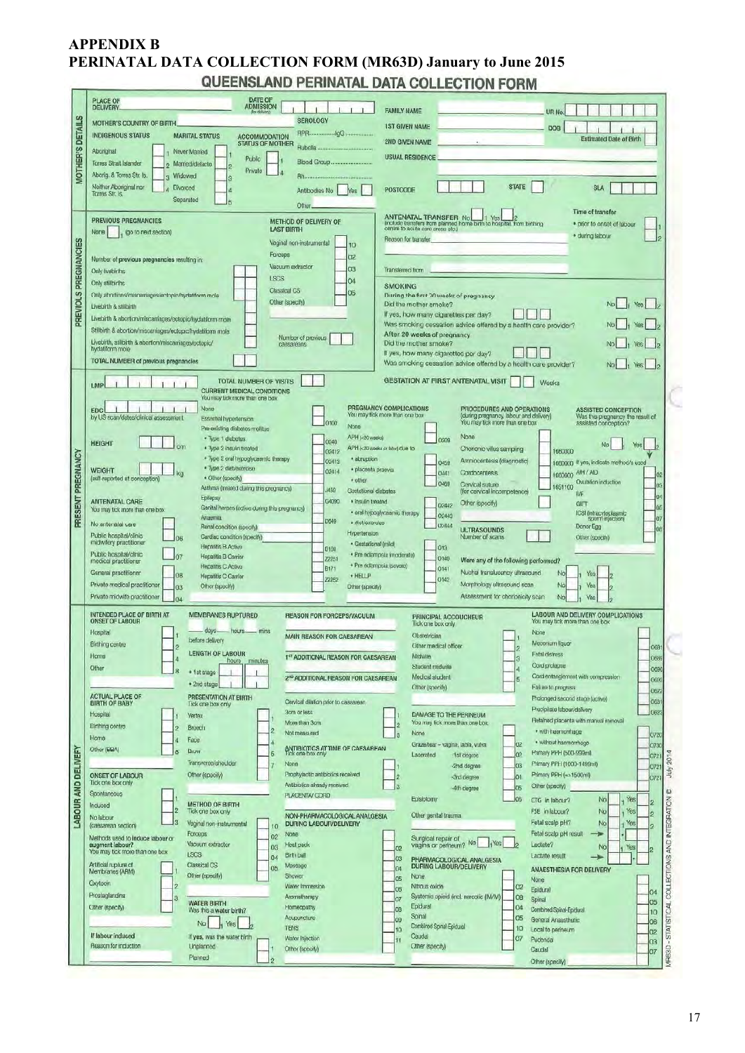# APPENDIX B

# PERINATAL DATA COLLECTION FORM (MR63D) January to June 2015

## QUEENSLAND PERINATAL DATA COLLECTION FORM

### MOTHER'S DETAILS

PLACE OF DELIVERY

DATE OF ADMISSION (for delivery)

FAMILY NAME — UR No.

MOTHER'S COUNTRY OF BIRTH

1ST GIVEN NAME — DOB

2ND GIVEN NAME — Estimated Date of Birth

USUAL RESIDENCE

POSTCODE — STATE — SLA

INDIGENOUS STATUS

- Aboriginal 1
- Torres Strait Islander 2
- Aborig. & Torres Str. Is. 3
- Neither Aboriginal nor Torres Str. Is. 4

MARITAL STATUS

- Never Married 1
- Married/defacto 2
- Widowed 3
- Divorced 4
- Separated 5

ACCOMMODATION STATUS OF MOTHER

- Public 1
- Private 4

SEROLOGY

- RPR ............ IgG ............
- Rubella ............
- Blood Group ............
- Rh ............
- Antibodies No / Yes
- Other

### PREVIOUS PREGNANCIES

None 1 (go to next section)

Number of previous pregnancies resulting in:

- Only livebirths
- Only stillbirths
- Only abortions/miscarriages/ectopic/hydatiform mole
- Livebirth & stillbirth
- Livebirth & abortion/miscarriages/ectopic/hydatiform mole
- Stillbirth & abortion/miscarriages/ectopic/hydatiform mole
- Livebirth, stillbirth & abortion/miscarriages/ectopic/hydatiform mole

TOTAL NUMBER of previous pregnancies

METHOD OF DELIVERY OF LAST BIRTH

- Vaginal non-instrumental 10
- Forceps 02
- Vacuum extractor 03
- LSCS 04
- Classical CS 05
- Other (specify)

Number of previous caesareans

ANTENATAL TRANSFER No 1 Yes 2 (include transfers from planned home birth to hospital, from birthing centre to acute care areas etc)

Time of transfer

- prior to onset of labour 1
- during labour 2

Reason for transfer

Transferred from

SMOKING

During the first 20 weeks of pregnancy

- Did the mother smoke? No 1 Yes 2
- If yes, how many cigarettes per day?
- Was smoking cessation advice offered by a health care provider? No 1 Yes 2

After 20 weeks of pregnancy

- Did the mother smoke? No 1 Yes 2
- If yes, how many cigarettes per day?
- Was smoking cessation advice offered by a health care provider? No 1 Yes 2

### PRESENT PREGNANCY

LMP

TOTAL NUMBER OF VISITS

GESTATION AT FIRST ANTENATAL VISIT — Weeks

EDC by US scan/dates/clinical assessment

HEIGHT — cm

WEIGHT — kg (self-reported at conception)

ANTENATAL CARE (You may tick more than one box)

- No antenatal care
- Public hospital/clinic midwifery practitioner 06
- Public hospital/clinic medical practitioner 07
- General practitioner 08
- Private medical practitioner 03
- Private midwife practitioner 04

CURRENT MEDICAL CONDITIONS (You may tick more than one box)

- None
- Essential hypertension 0100
- Pre-existing diabetes mellitus
  - Type 1 diabetes 0240
  - Type 2 insulin treated 02412
  - Type 2 oral hypoglycaemic therapy 02413
  - Type 2 diet/exercise 02414
  - Other (specify)
- Asthma (treated during this pregnancy) J450
- Epilepsy G4090
- Genital herpes (active during this pregnancy)
- Anaemia D649
- Renal condition (specify)
- Cardiac condition (specify)
- Hepatitis B Active B169
- Hepatitis B Carrier Z2251
- Hepatitis C Active B171
- Hepatitis C Carrier Z2252
- Other (specify)

PREGNANCY COMPLICATIONS (You may tick more than one box)

- None
- APH (<20 weeks) O209
- APH (≥20 weeks or later) due to
  - abruption O459
  - placenta praevia O441
  - other O469
- Gestational diabetes
  - insulin treated O2442
  - oral hypoglycaemic therapy O2443
  - diet/exercise O2444
- Hypertension
  - Gestational (mild) O13
  - Pre eclampsia (moderate) O140
  - Pre eclampsia (severe) O141
  - HELLP O142
- Other (specify)

PROCEDURES AND OPERATIONS (during pregnancy, labour and delivery) (You may tick more than one box)

- None
- Chorionic villus sampling 1660300
- Amniocentesis (diagnostic) 1600000
- Cordocentesis 1600600
- Cervical suture (for cervical incompetence) 1651100
- Other (specify)

ULTRASOUNDS — Number of scans

Were any of the following performed?

- Nuchal translucency ultrasound No 1 Yes 2
- Morphology ultrasound scan No 1 Yes 2
- Assessment for chorionicity scan No 1 Yes 2

ASSISTED CONCEPTION — Was the pregnancy the result of assisted conception? No 1 Yes 2

If yes, indicate method/s used

- AIH / AID 02
- Ovulation induction 03
- IVF 04
- GIFT 05
- ICSI (intracytoplasmic sperm injection) 07
- Donor Egg 08
- Other (specify)

### LABOUR AND DELIVERY

INTENDED PLACE OF BIRTH AT ONSET OF LABOUR

- Hospital 1
- Birthing centre 2
- Home 4
- Other 8

ACTUAL PLACE OF BIRTH OF BABY

- Hospital 1
- Birthing centre 2
- Home 4
- Other (BBA) 8

ONSET OF LABOUR (Tick one box only)

- Spontaneous 1
- Induced 2
- No labour (caesarean section) 3

Methods used to induce labour or augment labour? (You may tick more than one box)

- Artificial rupture of Membranes (ARM) 1
- Oxytocin 2
- Prostaglandins 3
- Other (specify)

If labour induced — Reason for induction

MEMBRANES RUPTURED — ___ days ___ hours ___ mins before delivery

LENGTH OF LABOUR — hours, minutes

- 1st stage
- 2nd stage

PRESENTATION AT BIRTH (Tick one box only)

- Vertex 1
- Breech 2
- Face 4
- Brow 5
- Transverse/shoulder 7
- Other (specify)

METHOD OF BIRTH (Tick one box only)

- Vaginal non-instrumental 10
- Forceps 02
- Vacuum extractor 03
- LSCS 04
- Classical CS 05
- Other (specify)

WATER BIRTH — Was this a water birth? No 1 Yes 2

If yes, was the water birth

- Unplanned 1
- Planned 2

REASON FOR FORCEPS/VACUUM

MAIN REASON FOR CAESAREAN

1ST ADDITIONAL REASON FOR CAESAREAN

2ND ADDITIONAL REASON FOR CAESAREAN

Cervical dilation prior to caesarean

- 3cm or less 1
- More than 3cm 2
- Not measured 3

ANTIBIOTICS AT TIME OF CAESAREAN (Tick one box only)

- None 1
- Prophylactic antibiotics received 2
- Antibiotics already received 3

PLACENTA/ CORD

NON-PHARMACOLOGICAL ANALGESIA DURING LABOUR/DELIVERY

- None
- Hot pack 02
- Birth ball 03
- Massage 04
- Shower 05
- Water Immersion 06
- Aromatherapy 07
- Homeopathy 08
- Acupuncture 09
- TENS 10
- Water Injection 11
- Other (specify)

PRINCIPAL ACCOUCHEUR (Tick one box only)

- Obstetrician 1
- Other medical officer 2
- Midwife 3
- Student midwife 4
- Medical student 5
- Other (specify)

DAMAGE TO THE PERINEUM (You may tick more than one box)

- None
- Graze/tear – vagina, labia, vulva 02
- Lacerated -1st degree 02
  - -2nd degree 03
  - -3rd degree 04
  - -4th degree 05
- Episiotomy 06

Other genital trauma

Surgical repair of vagina or perineum? No 1 Yes 2

PHARMACOLOGICAL ANALGESIA DURING LABOUR/DELIVERY

- None
- Nitrous oxide 02
- Systemic opioid (incl. narcotic (IM/IV)) 08
- Epidural 04
- Spinal 05
- Combined Spinal Epidural 10
- Caudal 07
- Other (specify)

LABOUR AND DELIVERY COMPLICATIONS (You may tick more than one box)

- None
- Meconium liquor O681
- Fetal distress O688
- Cord prolapse O690
- Cord entanglement with compression O692
- Failure to progress O622
- Prolonged second stage (active) O631
- Precipitate labour/delivery O623
- Retained placenta with manual removal
  - with haemorrhage O720
  - without haemorrhage O730
- Primary PPH (500-999ml) O721
- Primary PPH (1000-1499ml) O721
- Primary PPH (>=1500ml) O721
- Other (specify)

- CTG in labour? No 1 Yes 2
- FSE in labour? No 1 Yes 2
- Fetal scalp pH? No 1 Yes 2
- Fetal scalp pH result
- Lactate? No 1 Yes 2
- Lactate result

ANAESTHESIA FOR DELIVERY

- None
- Epidural 04
- Spinal 05
- Combined Spinal-Epidural 10
- General Anaesthetic 06
- Local to perineum 02
- Pudendal 03
- Caudal 07
- Other (specify)

MR63D - STATISTICAL COLLECTIONS AND INTEGRATION © July 2014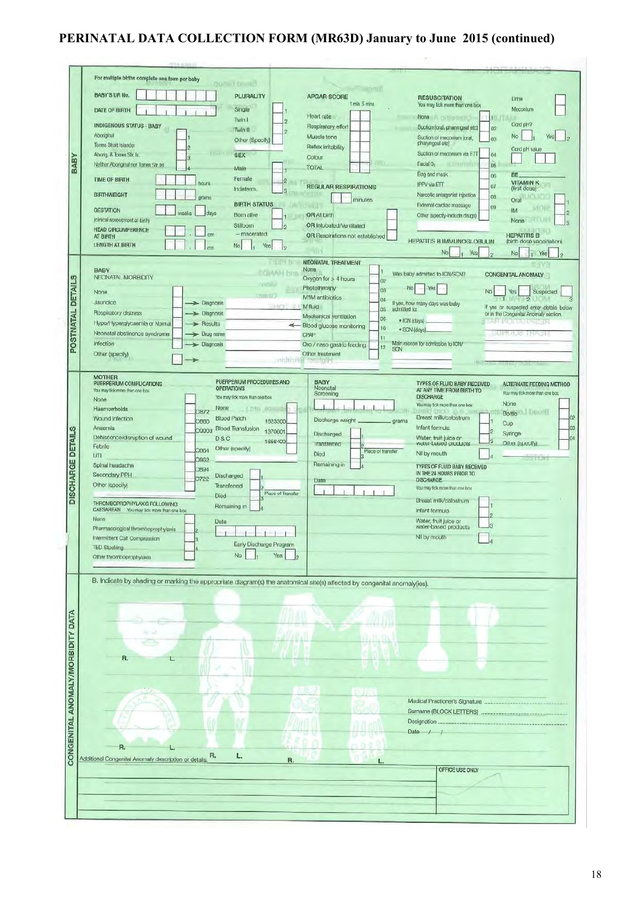# PERINATAL DATA COLLECTION FORM (MR63D) January to June 2015 (continued)

## BABY

For multiple births complete one form per baby

BABY'S UR No.

DATE OF BIRTH

INDIGENOUS STATUS - BABY
- Aboriginal 1
- Torres Strait Islander 2
- Aborig. & Torres Str. Is. 3
- Neither Aboriginal nor Torres Str. Isl 4

TIME OF BIRTH ____ hours

BIRTHWEIGHT ____ grams

GESTATION ____ weeks ____ days
(clinical assessment at birth)

HEAD CIRCUMFERENCE AT BIRTH ____ . ____ cm

LENGTH AT BIRTH ____ . ____ cm

PLURALITY
- Single 1
- Twin I 2
- Twin II 2
- Other (Specify)

SEX
- Male 1
- Female 2
- Indeterm. 3

BIRTH STATUS
- Born alive 1
- Stillborn 2
- – macerated No 1 Yes 2

APGAR SCORE (1 min, 5 mins)
- Heart rate
- Respiratory effort
- Muscle tone
- Reflex irritability
- Colour
- TOTAL

REGULAR RESPIRATIONS ____ minutes

- OR At birth
- OR Intubated/Ventilated
- OR Respirations not established

RESUSCITATION
You may tick more than one box
- None 01
- Suction (oral, pharyngeal etc) 02
- Suction of meconium (oral, pharyngeal etc) 03
- Suction of meconium via ETT 04
- Facial $O_2$ 05
- Bag and mask 06
- IPPV via ETT 07
- Narcotic antagonist injection 08
- External cardiac massage 09
- Other (specify-include drugs)

HEPATITIS B IMMUNOGLOBULIN No 1 Yes 2

- Urine
- Meconium

Cord pH? No 1 Yes 2

Cord pH value ____ . ____

BE ____

VITAMIN K (first dose)
- Oral 1
- IM 2
- None 3

HEPATITIS B (birth dose vaccination) No 1 Yes 2

## POSTNATAL DETAILS

BABY NEONATAL MORBIDITY
- None
- Jaundice → Diagnosis
- Respiratory distress → Diagnosis
- Hypo/Hyperglycaemia or Normal → Results
- Neonatal abstinence syndrome → Drug name
- Infection → Diagnosis
- Other (specify) →

NEONATAL TREATMENT
- None 1
- Oxygen for > 4 hours 02
- Phototherapy 03
- IV/IM antibiotics 04
- IV fluid 05
- Mechanical ventilation 06
- ← Blood glucose monitoring 10
- CPAP 11
- Oro / naso gastric feeding 12
- Other treatment

Was baby admitted to ICN/SCN? No Yes

If yes, how many days was baby admitted to:
- ICN (days)
- SCN (days)

Main reason for admission to ICN/SCN

CONGENITAL ANOMALY
- No 1 Yes 2 Suspected 3

If yes or suspected enter details below or in the Congenital Anomaly section.

## DISCHARGE DETAILS

MOTHER PUERPERIUM COMPLICATIONS
You may tick more than one box
- None
- Haemorrhoids O872
- Wound infection O860
- Anaemia O9900
- Dehiscence/disruption of wound
- Febrile O864
- UTI O862
- Spinal headache O894
- Secondary PPH O722
- Other (specify)

PUERPERIUM PROCEDURES AND OPERATIONS
You may tick more than one box
- None
- Blood Patch 1823300
- Blood Transfusion 1370601
- D & C 1656400
- Other (specify)

- Discharged 1
- Transferred 2
- Died 3 (Place of Transfer)
- Remaining in 4

Date

Early Discharge Program No 1 Yes 2

THROMBOPROPHYLAXIS FOLLOWING CAESAREAN You may tick more than one box
- None 1
- Pharmacological thromboprophylaxis 2
- Intermittent Calf Compression 3
- TED Stocking 4
- Other thromboprophylaxis

BABY Neonatal Screening

Discharge weight ____ grams

- Discharged 1
- Transferred 2
- Died 3 (Place of transfer)
- Remaining in 4

Date

TYPES OF FLUID BABY RECEIVED AT ANY TIME FROM BIRTH TO DISCHARGE
You may tick more than one box
- Breast milk/colostrum 1
- Infant formula 2
- Water, fruit juice or water-based products 3
- Nil by mouth 4

TYPES OF FLUID BABY RECEIVED IN THE 24 HOURS PRIOR TO DISCHARGE
You may tick more than one box
- Breast milk/colostrum 1
- Infant formula 2
- Water, fruit juice or water-based products 3
- Nil by mouth 4

ALTERNATE FEEDING METHOD
You may tick more than one box
- None
- Bottle 02
- Cup 03
- Syringe 04
- Other (specify)

## CONGENITAL ANOMALY/MORBIDITY DATA

B. Indicate by shading or marking the appropriate diagram(s) the anatomical site(s) affected by congenital anomaly(ies).

R. L. R. L. R. L. R. L.

Medical Practioner's Signature ..............................

Surname (BLOCK LETTERS) ..............................

Designation ..............................

Date / /

Additional Congenital Anomaly description or details.

OFFICE USE ONLY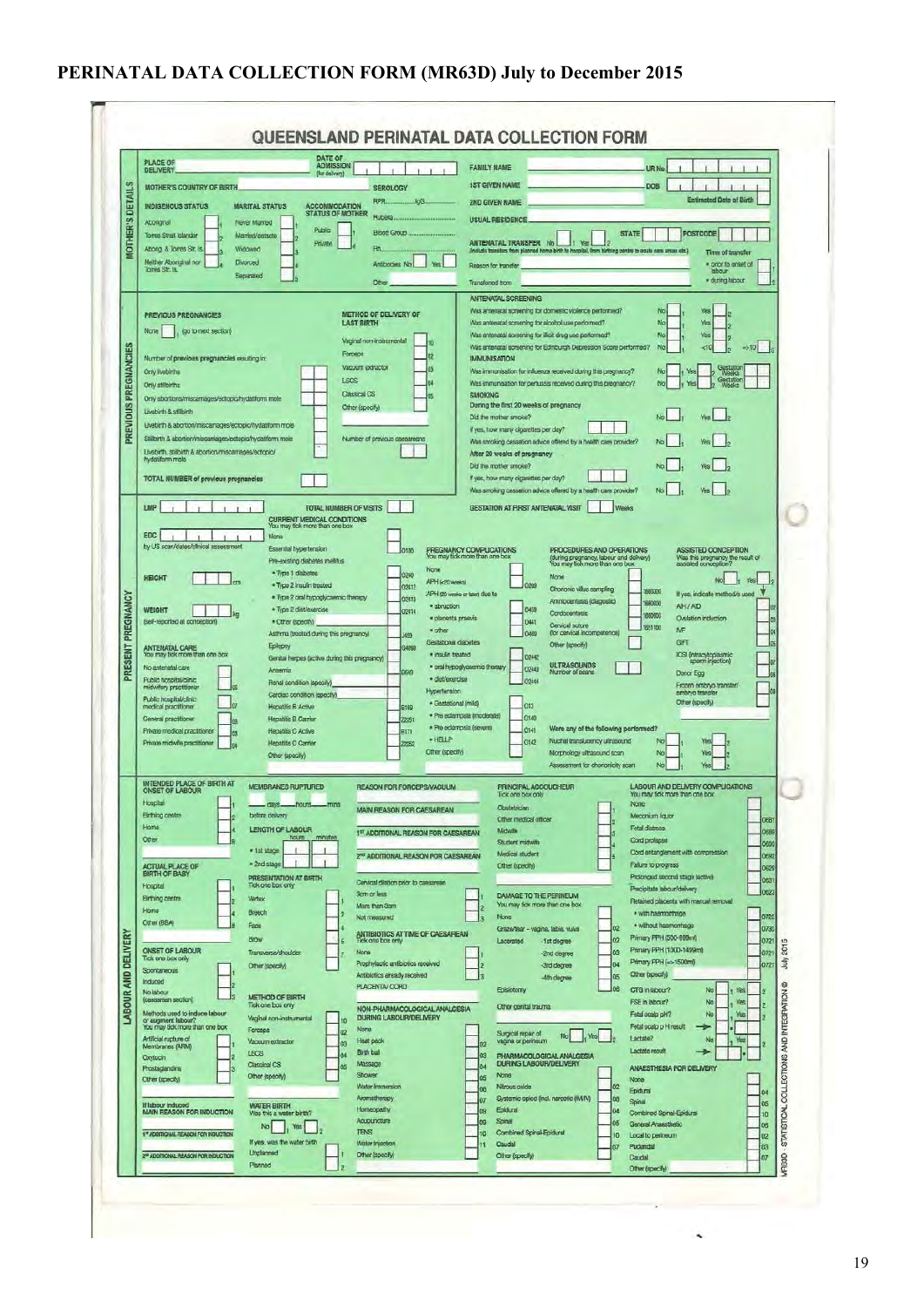# PERINATAL DATA COLLECTION FORM (MR63D) July to December 2015

## QUEENSLAND PERINATAL DATA COLLECTION FORM

### MOTHER'S DETAILS

PLACE OF DELIVERY

DATE OF ADMISSION (for delivery)

FAMILY NAME | UR No

1ST GIVEN NAME | DOB

2ND GIVEN NAME | Estimated Date of Birth

USUAL RESIDENCE | STATE | POSTCODE

MOTHER'S COUNTRY OF BIRTH

**INDIGENOUS STATUS**
- Aboriginal 1
- Torres Strait Islander 2
- Abor & Torres Str. Is 3
- Neither Aboriginal nor Torres Str. Is 4

**MARITAL STATUS**
- Never Married 1
- Married/defacto 2
- Widowed 3
- Divorced 4
- Separated 5

**ACCOMMODATION STATUS OF MOTHER**
- Public 1
- Private 4

**SEROLOGY**
- RPR........ HBsAg........
- Rubella........
- Blood Group........
- Rh........
- Antibodies No / Yes
- Other

ANTENATAL TRANSFER No 1 Yes 2 (include transfers from planned home birth to hospital, from birthing centre to acute care areas etc)

Reason for transfer

Transferred from

Time of transfer
- prior to onset of labour 1
- during labour 2

### PREVIOUS PREGNANCIES

**PREVIOUS PREGNANCIES**

None 1 (go to next section)

Number of previous pregnancies resulting in:
- Only livebirths
- Only stillbirths
- Only abortions/miscarriages/ectopic/hydatiform mole
- Livebirth & stillbirth
- Livebirth & abortion/miscarriages/ectopic/hydatiform mole
- Stillbirth & abortion/miscarriages/ectopic/hydatiform mole
- Livebirth, stillbirth & abortion/miscarriages/ectopic/hydatiform mole

TOTAL NUMBER of previous pregnancies

**METHOD OF DELIVERY OF LAST BIRTH**
- Vaginal non-instrumental 10
- Forceps 02
- Vacuum extractor 03
- LSCS 04
- Classical CS 05
- Other (specify)

Number of previous caesareans

**ANTENATAL SCREENING**
- Was antenatal screening for domestic violence performed? No 1 Yes 2
- Was antenatal screening for alcohol use performed? No 1 Yes 2
- Was antenatal screening for illicit drug use performed? No 1 Yes 2
- Was antenatal screening for Edinburgh Depression Score performed? No <10 2 =>10 3

**IMMUNISATION**
- Was immunisation for influenza received during this pregnancy? No 1 Yes 2 Gestation Weeks
- Was immunisation for pertussis received during this pregnancy? No 1 Yes 2 Gestation Weeks

**SMOKING**

During the first 20 weeks of pregnancy
- Did the mother smoke? No 1 Yes 2
- If yes, how many cigarettes per day?
- Was smoking cessation advice offered by a health care provider? No 1 Yes 2

After 20 weeks of pregnancy
- Did the mother smoke? No 1 Yes 2
- If yes, how many cigarettes per day?
- Was smoking cessation advice offered by a health care provider? No 1 Yes 2

### PRESENT PREGNANCY

LMP

EDC (by US scan/dates/clinical assessment)

HEIGHT ___ cm

WEIGHT ___ kg (self-reported at conception)

TOTAL NUMBER OF VISITS

GESTATION AT FIRST ANTENATAL VISIT ___ Weeks

**ANTENATAL CARE** You may tick more than one box
- No antenatal care
- Public hospital/clinic midwifery practitioner 06
- Public hospital/clinic medical practitioner 07
- General practitioner 08
- Private medical practitioner 03
- Private midwife practitioner 04

**CURRENT MEDICAL CONDITIONS** You may tick more than one box
- None
- Essential hypertension O10
- Pre-existing diabetes mellitus
  - Type 1 diabetes O240
  - Type 2 insulin treated O2412
  - Type 2 oral hypoglycaemic therapy O2413
  - Type 2 diet/exercise O2414
  - Other (specify)
- Asthma (treated during this pregnancy) J459
- Epilepsy G409
- Genital herpes (active during this pregnancy)
- Anaemia O990
- Renal condition (specify)
- Cardiac condition (specify)
- Hepatitis B Active B180
- Hepatitis B Carrier Z251
- Hepatitis C Active B171
- Hepatitis C Carrier Z252
- Other (specify)

**PREGNANCY COMPLICATIONS** You may tick more than one box
- None
- APH (<20 weeks) O209
- APH (20 weeks or later) due to
  - abruption O459
  - placenta praevia O441
  - other O469
- Gestational diabetes
  - insulin treated O2442
  - oral hypoglycaemic therapy O2443
  - diet/exercise O2444
- Hypertension
  - Gestational (mild) O13
  - Pre eclampsia (moderate) O140
  - Pre eclampsia (severe) O141
  - HELLP O142
- Other (specify)

**PROCEDURES AND OPERATIONS** (during pregnancy, labour and delivery) You may tick more than one box
- None
- Chorionic villus sampling 1660000
- Amniocentesis (diagnostic) 1660000
- Cordocentesis 1660600
- Cervical suture (for cervical incompetence) 1651100
- Other (specify)

ULTRASOUNDS Number of scans

Were any of the following performed?
- Nuchal translucency ultrasound No 1 Yes 2
- Morphology ultrasound scan No 1 Yes 2
- Assessment for chorionicity scan No 1 Yes 2

**ASSISTED CONCEPTION** Was this pregnancy the result of assisted conception? No 1 Yes 2

If yes, indicate method/s used
- AIH / AID 02
- Ovulation induction 03
- IVF 04
- GIFT 05
- ICSI (intracytoplasmic sperm injection) 07
- Donor Egg 08
- Frozen embryo transfer/embryo transfer 09
- Other (specify)

### LABOUR AND DELIVERY

**INTENDED PLACE OF BIRTH AT ONSET OF LABOUR**
- Hospital 1
- Birthing centre 2
- Home 4
- Other 8

**ACTUAL PLACE OF BIRTH OF BABY**
- Hospital 1
- Birthing centre 2
- Home 4
- Other (BBA) 8

**ONSET OF LABOUR** Tick one box only
- Spontaneous 1
- Induced 2
- No labour (caesarean section) 3

Methods used to induce labour or augment labour? You may tick more than one box
- Artificial rupture of Membranes (ARM) 1
- Oxytocin 2
- Prostaglandins 3
- Other (specify)

If labour induced MAIN REASON FOR INDUCTION

1ST ADDITIONAL REASON FOR INDUCTION

2ND ADDITIONAL REASON FOR INDUCTION

**MEMBRANES RUPTURED** ___ days ___ hours ___ mins before delivery

**LENGTH OF LABOUR** hours minutes
- 1st stage
- 2nd stage

**PRESENTATION AT BIRTH** Tick one box only
- Vertex 1
- Breech 2
- Face 4
- Brow 5
- Transverse/shoulder 7
- Other (specify)

**METHOD OF BIRTH** Tick one box only
- Vaginal non-instrumental 10
- Forceps 02
- Vacuum extractor 03
- LSCS 04
- Classical CS 05
- Other (specify)

**WATER BIRTH** Was this a water birth? No 1 Yes 2

If yes, was the water birth
- Unplanned 1
- Planned 2

**REASON FOR FORCEPS/VACUUM**

MAIN REASON FOR CAESAREAN

1ST ADDITIONAL REASON FOR CAESAREAN

2ND ADDITIONAL REASON FOR CAESAREAN

Cervical dilation prior to caesarean
- 3cm or less 1
- More than 3cm 2
- Not measured 3

**ANTIBIOTICS AT TIME OF CAESAREAN** Tick one box only
- None 1
- Prophylactic antibiotics received 2
- Antibiotics already received 3

PLACENTA/CORD

**NON-PHARMACOLOGICAL ANALGESIA DURING LABOUR/DELIVERY**
- None 01
- Heat pack 02
- Birth ball 03
- Massage 04
- Shower 05
- Water immersion 06
- Aromatherapy 07
- Homeopathy 08
- Acupuncture 09
- TENS 10
- Water injection 11
- Other (specify)

**PRINCIPAL ACCOUCHEUR** Tick one box only
- Obstetrician 1
- Other medical officer 2
- Midwife 3
- Student midwife 4
- Medical student 5
- Other (specify)

**DAMAGE TO THE PERINEUM** You may tick more than one box
- None
- Graze/tear – vagina, labia, vulva 02
- Lacerated - 1st degree 02
- - 2nd degree 03
- - 3rd degree 04
- - 4th degree 05
- Episiotomy 06

Other genital trauma

Surgical repair of vagina or perineum No 1 Yes 2

**PHARMACOLOGICAL ANALGESIA DURING LABOUR/DELIVERY**
- None
- Nitrous oxide 02
- Systemic opiod (incl. narcotic IM/IV) 03
- Epidural 04
- Spinal 05
- Combined Spinal-Epidural 10
- Caudal 07
- Other (specify)

**LABOUR AND DELIVERY COMPLICATIONS** You may tick more than one box
- None
- Meconium liquor O681
- Fetal distress O689
- Cord prolapse O690
- Cord entanglement with compression O692
- Failure to progress O626
- Prolonged second stage (active) O631
- Precipitate labour/delivery O623
- Retained placenta with manual removal
  - with haemorrhage O720
  - without haemorrhage O730
- Primary PPH (500-999ml) O721
- Primary PPH (1000-1499ml) O721
- Primary PPH (=>1500ml) O721
- Other (specify)

- CTG in labour? No 1 Yes 2
- FSE in labour? No 1 Yes 2
- Fetal scalp pH? No 1 Yes 2
- Fetal scalp p H result
- Lactate? No 1 Yes 2
- Lactate result

**ANAESTHESIA FOR DELIVERY**
- None
- Epidural 04
- Spinal 05
- Combined Spinal-Epidural 10
- General Anaesthetic 06
- Local to perineum 02
- Pudendal 03
- Caudal 07
- Other (specify)

MR63D - STATISTICAL COLLECTIONS AND INTEGRATION © July 2015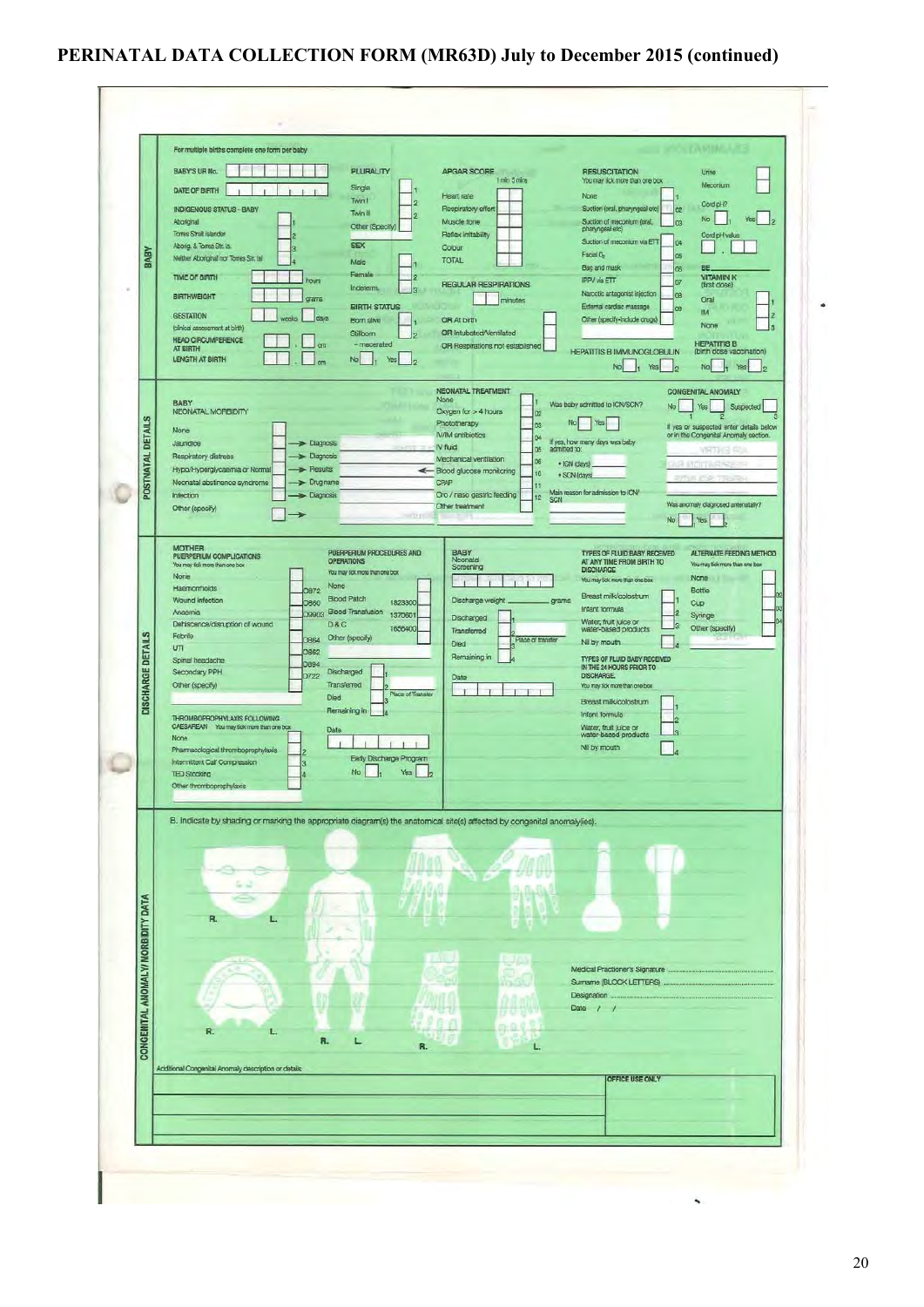# PERINATAL DATA COLLECTION FORM (MR63D) July to December 2015 (continued)

For multiple births complete one form per baby

## BABY

BABY'S UR No.

DATE OF BIRTH

INDIGENOUS STATUS - BABY
- Aboriginal 1
- Torres Strait Islander 2
- Aborig. & Torres Str. Is. 3
- Neither Aboriginal nor Torres Str. Isl 4

TIME OF BIRTH hours

BIRTHWEIGHT grams

GESTATION weeks days (clinical assessment at birth)

HEAD CIRCUMFERENCE AT BIRTH . cm

LENGTH AT BIRTH . cm

PLURALITY
- Single 1
- Twin I 2
- Twin II 2
- Other (Specify)

SEX
- Male 1
- Female 2
- Indeterm. 3

BIRTH STATUS
- Born alive 1
- Stillborn 2
- – macerated

No 1 Yes 2

APGAR SCORE (1 min, 5 mins)
- Heart rate
- Respiratory effort
- Muscle tone
- Reflex irritability
- Colour
- TOTAL

REGULAR RESPIRATIONS minutes

OR At birth

OR Intubated/Ventilated

OR Respirations not established

RESUSCITATION
You may tick more than one box
- None 1
- Suction (oral, pharyngeal etc) 02
- Suction of meconium (oral, pharyngeal etc) 03
- Suction of meconium via ETT 04
- Facial $O_2$ 05
- Bag and mask 06
- IPPV via ETT 07
- Narcotic antagonist injection 08
- External cardiac massage 09
- Other (specify-include drugs)

HEPATITIS B IMMUNOGLOBULIN No 1 Yes 2

Urine

Meconium

Cord pH? No 1 Yes 2

Cord pH value .

BE

VITAMIN K (first dose)
- Oral 1
- IM 2
- None 3

HEPATITIS B (birth dose vaccination) No 1 Yes 2

## POSTNATAL DETAILS

BABY NEONATAL MORBIDITY
- None
- Jaundice → Diagnosis
- Respiratory distress → Diagnosis
- Hypo/Hyperglycaemia or Normal → Results
- Neonatal abstinence syndrome → Drug name
- Infection → Diagnosis
- Other (specify) →

NEONATAL TREATMENT
- None 1
- Oxygen for > 4 hours 02
- Phototherapy 03
- IV/IM antibiotics 04
- IV fluid 05
- Mechanical ventilation 06
- Blood glucose monitoring 10
- CPAP 11
- Oro / naso gastric feeding 12
- Other treatment

Was baby admitted to ICN/SCN? No Yes

If yes, how many days was baby admitted to:
- ICN (days)
- SCN (days)

Main reason for admission to ICN/SCN

CONGENITAL ANOMALY
No 1 Yes 2 Suspected 3

If yes or suspected enter details below or in the Congenital Anomaly section.

Was anomaly diagnosed antenatally? No 1 Yes 2

## DISCHARGE DETAILS

MOTHER PUERPERIUM COMPLICATIONS
You may tick more than one box
- None
- Haemorrhoids O872
- Wound infection O860
- Anaemia O9903
- Dehiscence/disruption of wound
- Febrile O864
- UTI O862
- Spinal headache O894
- Secondary PPH O722
- Other (specify)

THROMBOPROPHYLAXIS FOLLOWING CAESAREAN You may tick more than one box
- None
- Pharmacological thromboprophylaxis 2
- Intermittent Calf Compression 3
- TED Stocking 4
- Other thromboprophylaxis

PUERPERIUM PROCEDURES AND OPERATIONS
You may tick more than one box
- None
- Blood Patch 1823300
- Blood Transfusion 1370601
- D & C 1656400
- Other (specify)

- Discharged 1
- Transferred 2 Place of Transfer
- Died 3
- Remaining in 4

Date

Early Discharge Program No 1 Yes 2

BABY Neonatal Screening

Discharge weight grams

- Discharged 1
- Transferred 2 Place of transfer
- Died 3
- Remaining in 4

Date

TYPES OF FLUID BABY RECEIVED AT ANY TIME FROM BIRTH TO DISCHARGE
You may tick more than one box
- Breast milk/colostrum 1
- Infant formula 2
- Water, fruit juice or water-based products 3
- Nil by mouth 4

TYPES OF FLUID BABY RECEIVED IN THE 24 HOURS PRIOR TO DISCHARGE
You may tick more than one box
- Breast milk/colostrum 1
- Infant formula 2
- Water, fruit juice or water-based products 3
- Nil by mouth 4

ALTERNATE FEEDING METHOD
You may tick more than one box
- None
- Bottle 02
- Cup 03
- Syringe 04
- Other (specify)

## CONGENITAL ANOMALY/MORBIDITY DATA

B. Indicate by shading or marking the appropriate diagram(s) the anatomical site(s) affected by congenital anomaly(ies).

R. L. R. L. R. L. R. L.

Medical Practitioner's Signature ...........................................

Surname (BLOCK LETTERS) ...........................................

Designation ...........................................

Date / /

Additional Congenital Anomaly description or details

OFFICE USE ONLY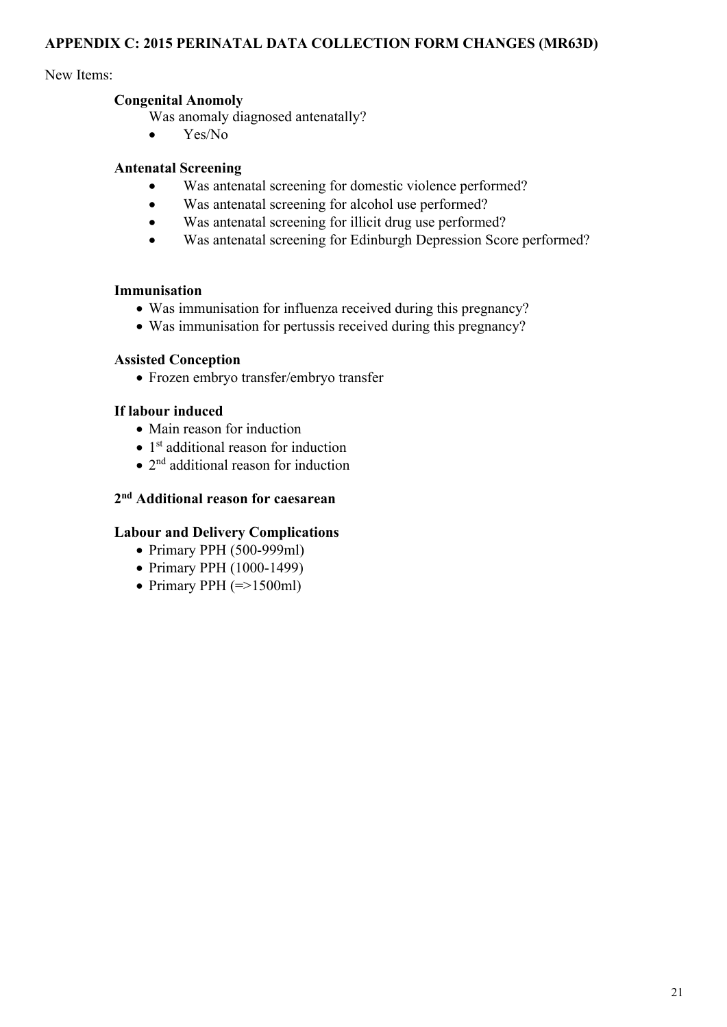## APPENDIX C: 2015 PERINATAL DATA COLLECTION FORM CHANGES (MR63D)

New Items:

**Congenital Anomoly**

Was anomaly diagnosed antenatally?

- Yes/No

**Antenatal Screening**

- Was antenatal screening for domestic violence performed?
- Was antenatal screening for alcohol use performed?
- Was antenatal screening for illicit drug use performed?
- Was antenatal screening for Edinburgh Depression Score performed?

**Immunisation**

- Was immunisation for influenza received during this pregnancy?
- Was immunisation for pertussis received during this pregnancy?

**Assisted Conception**

- Frozen embryo transfer/embryo transfer

**If labour induced**

- Main reason for induction
- 1st additional reason for induction
- 2nd additional reason for induction

**2nd Additional reason for caesarean**

**Labour and Delivery Complications**

- Primary PPH (500-999ml)
- Primary PPH (1000-1499)
- Primary PPH (=>1500ml)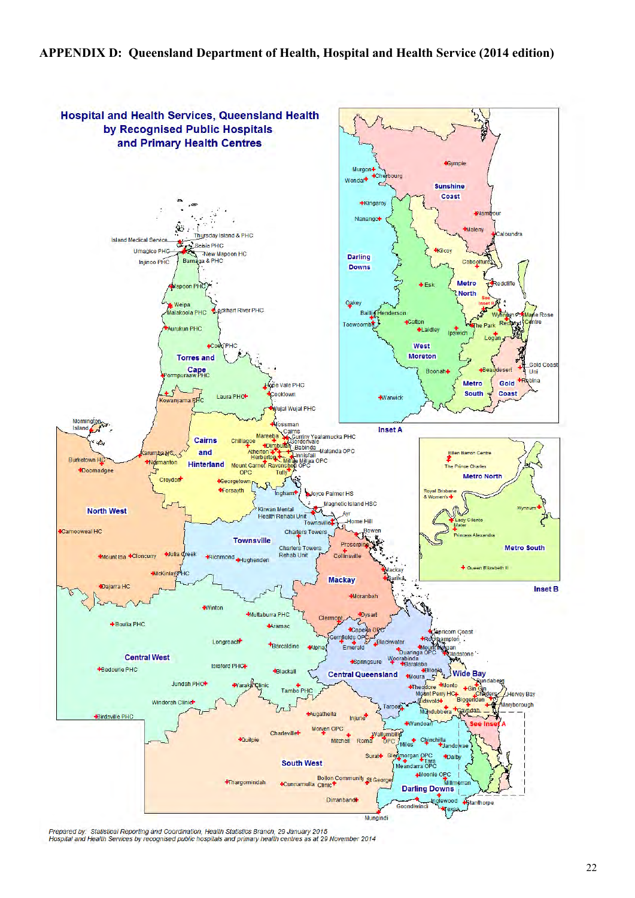# APPENDIX D: Queensland Department of Health, Hospital and Health Service (2014 edition)

Hospital and Health Services, Queensland Health by Recognised Public Hospitals and Primary Health Centres

Prepared by: Statistical Reporting and Coordination, Health Statistics Branch, 29 January 2015
Hospital and Health Services by recognised public hospitals and primary health centres as at 29 November 2014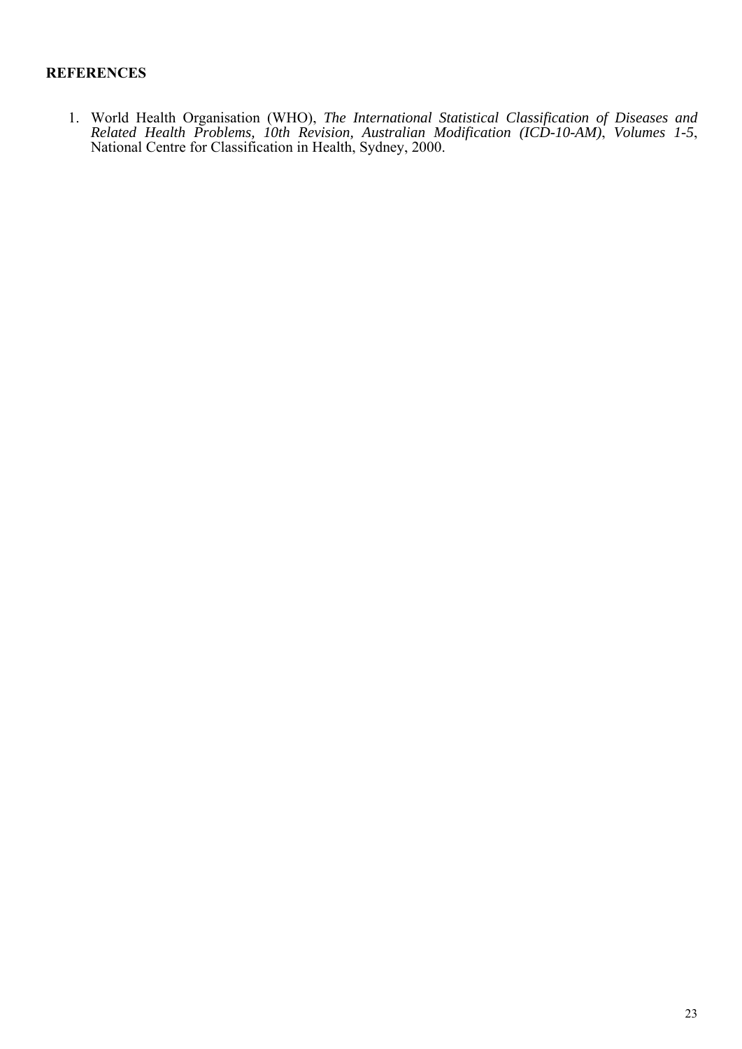## REFERENCES

1. World Health Organisation (WHO), *The International Statistical Classification of Diseases and Related Health Problems, 10th Revision, Australian Modification (ICD-10-AM)*, *Volumes 1-5*, National Centre for Classification in Health, Sydney, 2000.